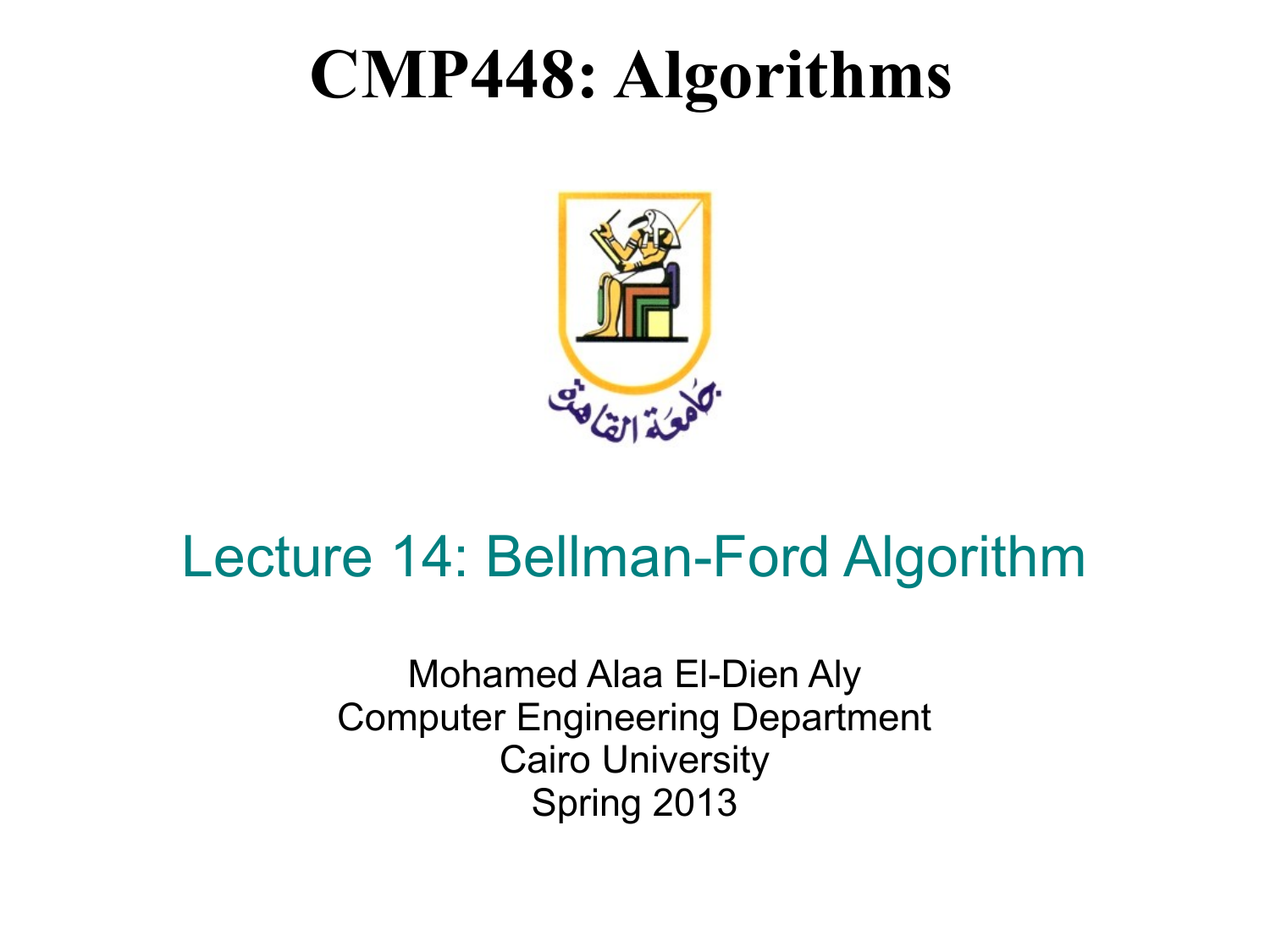# CMP448: Algorithms

## Lecture 14: Bellman-Ford Algorithm

Mohamed Alaa El-Dien Aly
Computer Engineering Department
Cairo University
Spring 2013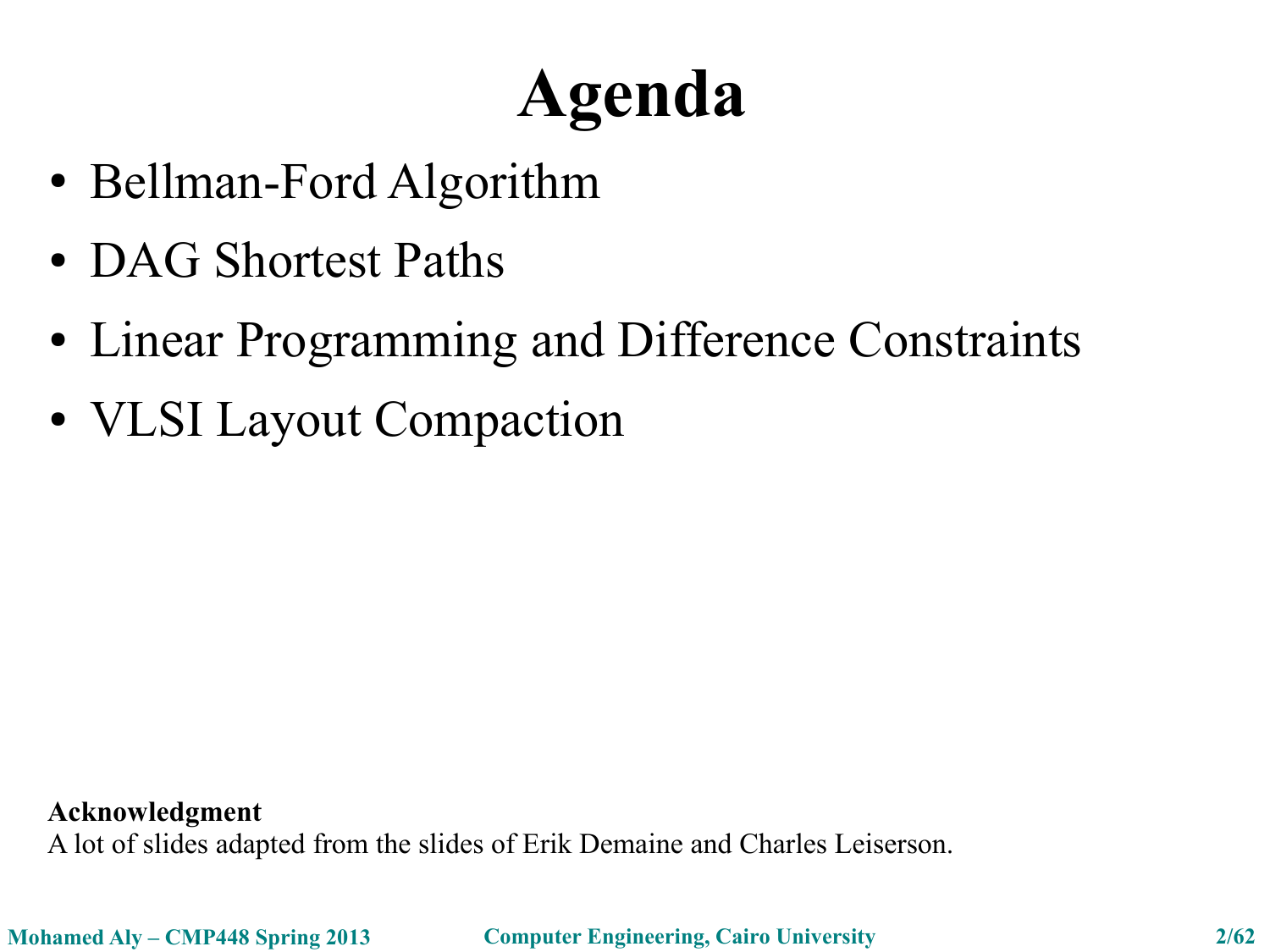# Agenda

- Bellman-Ford Algorithm
- DAG Shortest Paths
- Linear Programming and Difference Constraints
- VLSI Layout Compaction

**Acknowledgment**
A lot of slides adapted from the slides of Erik Demaine and Charles Leiserson.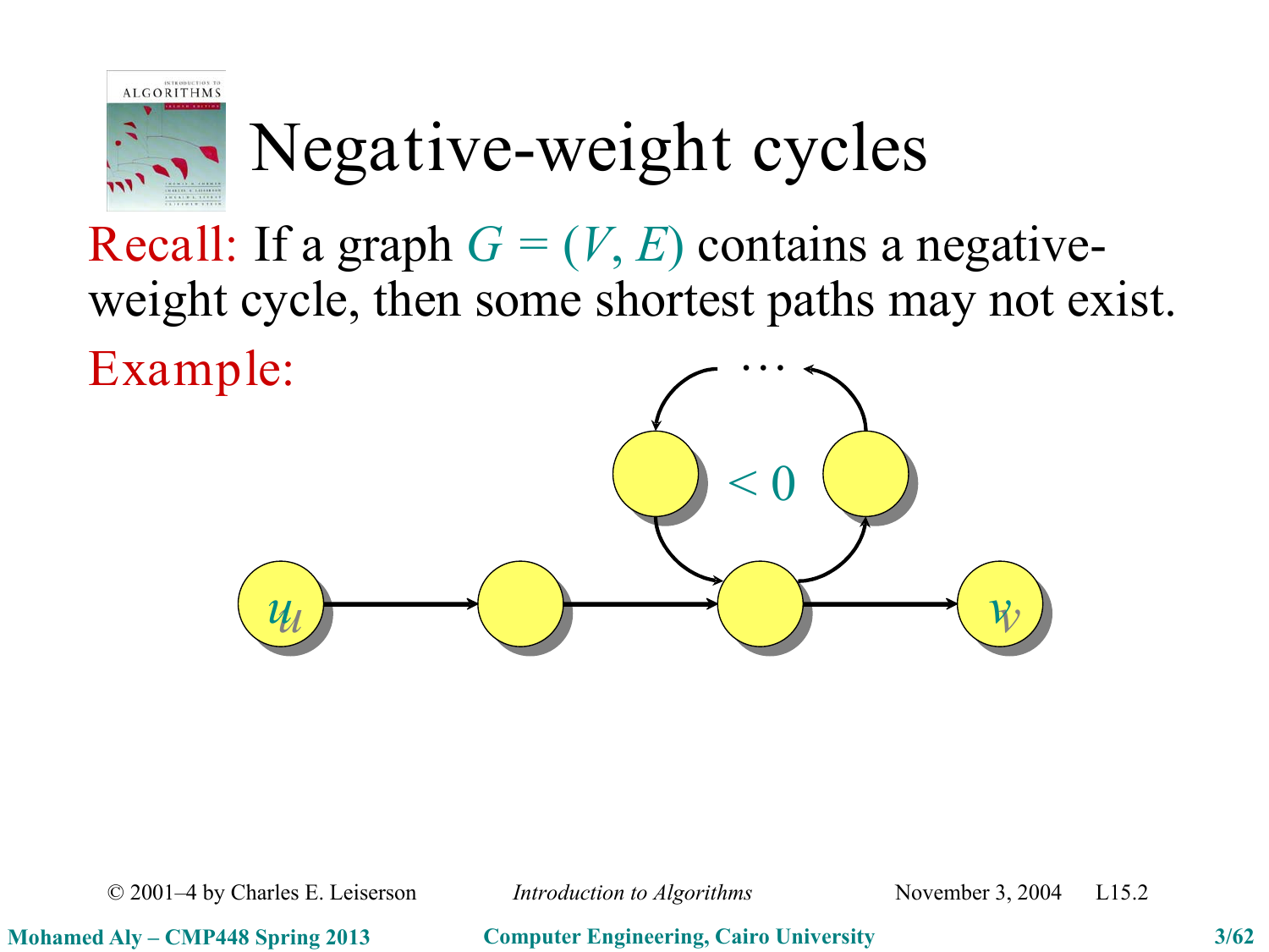# Negative-weight cycles

Recall: If a graph $G = (V, E)$ contains a negative-weight cycle, then some shortest paths may not exist.

Example:

$u$ → → → $v$, with a cycle of weight $< 0$ along the path.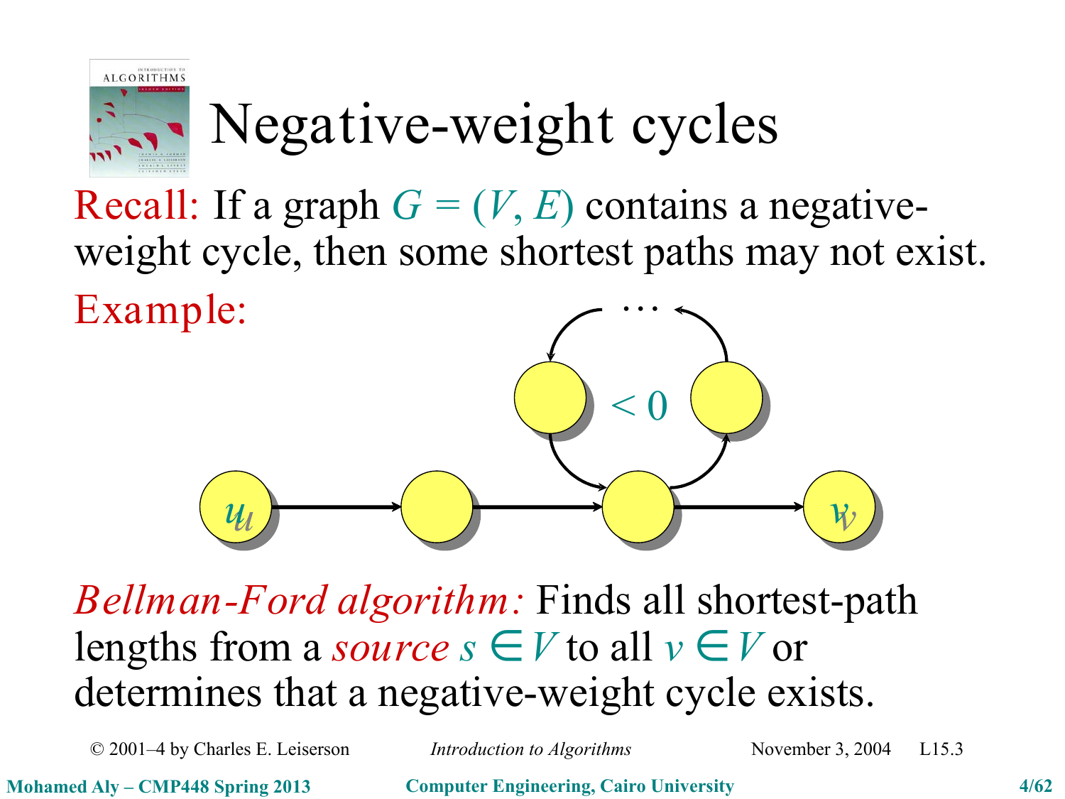# Negative-weight cycles

Recall: If a graph $G = (V, E)$ contains a negative-weight cycle, then some shortest paths may not exist.

Example:

$u$ → … $< 0$ … → $v$

*Bellman-Ford algorithm:* Finds all shortest-path lengths from a *source* $s \in V$ to all $v \in V$ or determines that a negative-weight cycle exists.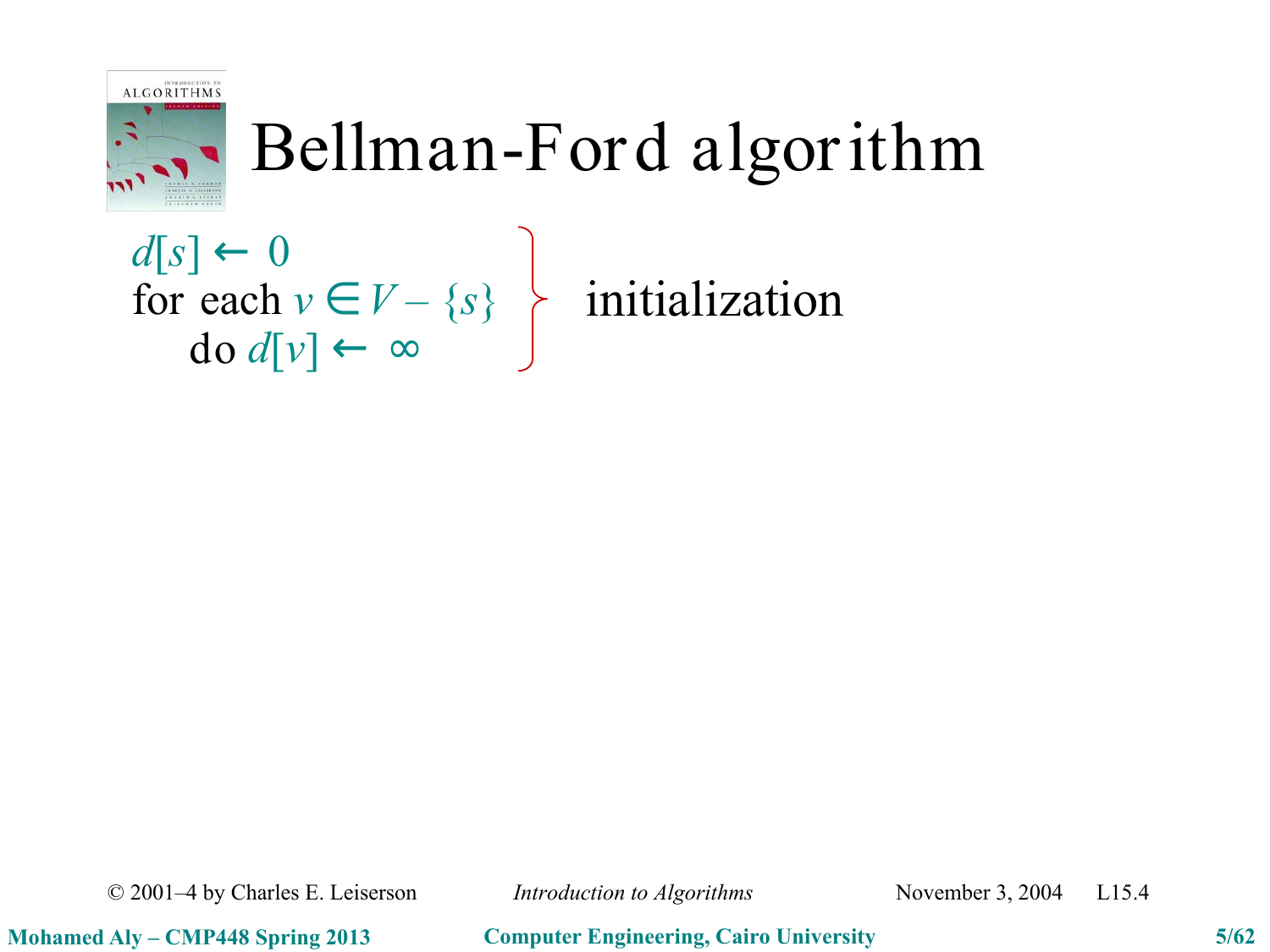# Bellman-Ford algorithm

$d[s] \leftarrow 0$
for each $v \in V - \{s\}$
    do $d[v] \leftarrow \infty$

} initialization

© 2001–4 by Charles E. Leiserson *Introduction to Algorithms* November 3, 2004 L15.4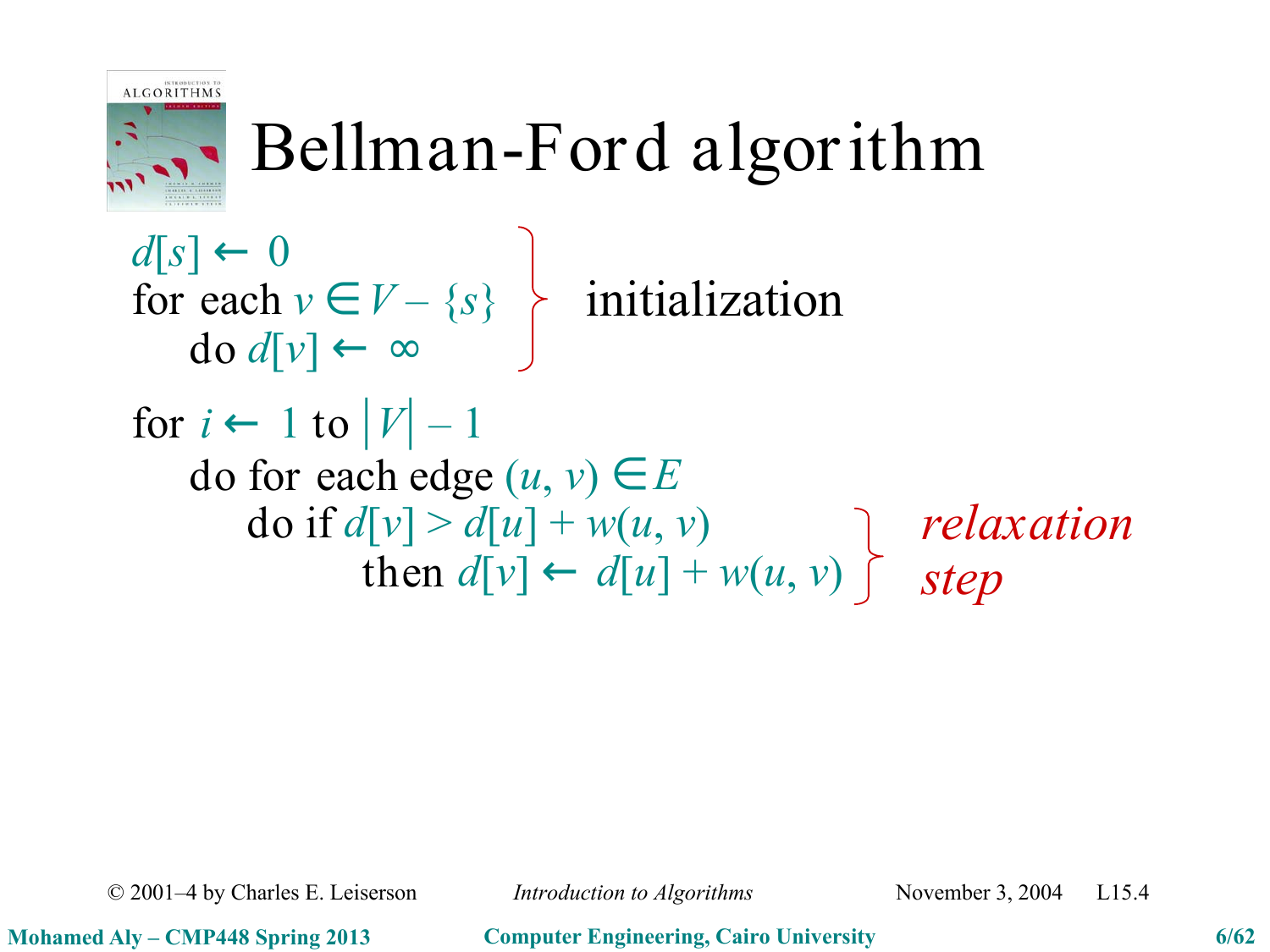# Bellman-Ford algorithm

$d[s] \leftarrow 0$
for each $v \in V - \{s\}$
  do $d[v] \leftarrow \infty$

} initialization

for $i \leftarrow 1$ to $|V| - 1$
  do for each edge $(u, v) \in E$
    do if $d[v] > d[u] + w(u, v)$
      then $d[v] \leftarrow d[u] + w(u, v)$

} *relaxation step*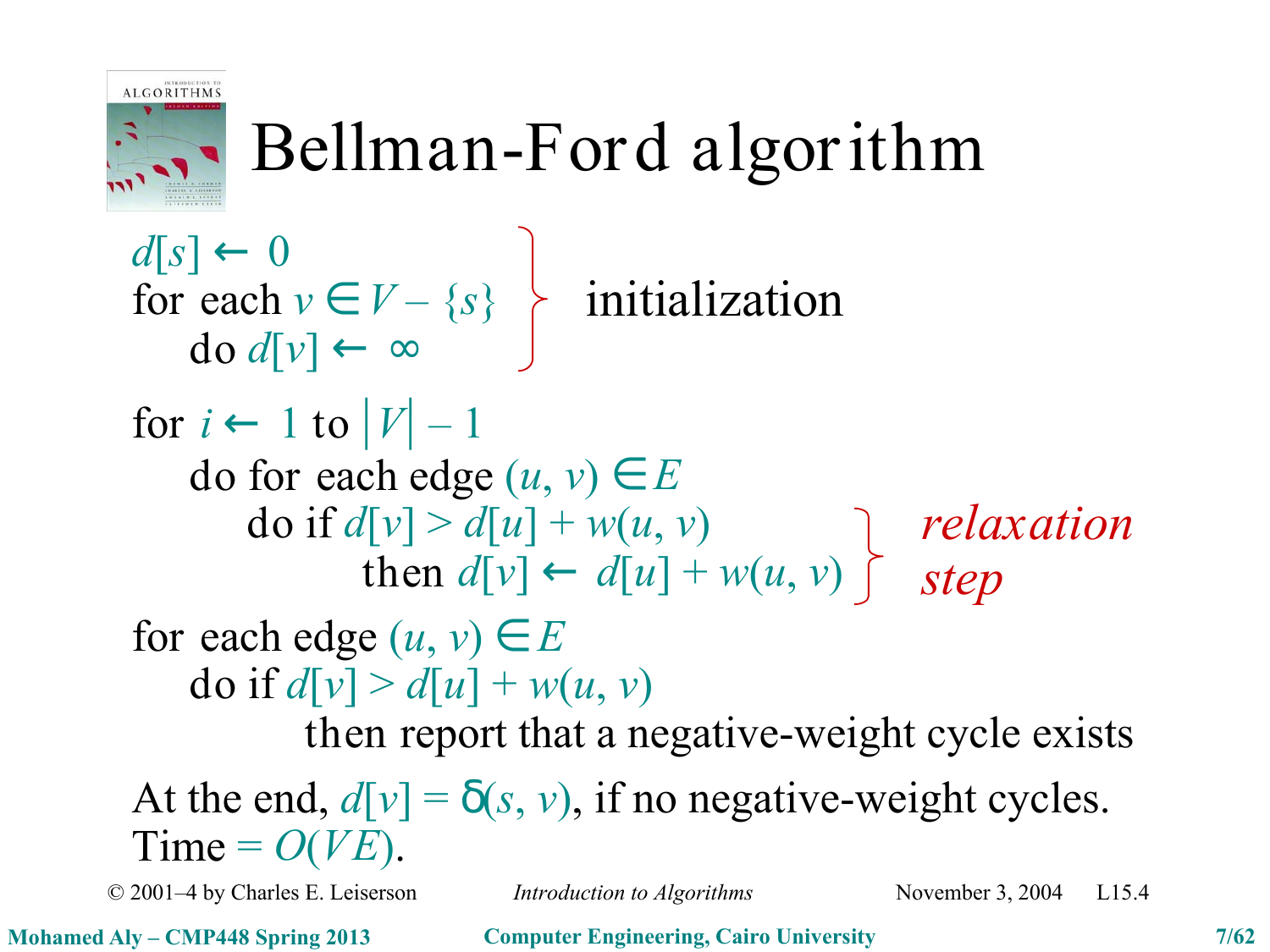# Bellman-Ford algorithm

$d[s] \leftarrow 0$
for each $v \in V - \{s\}$
  do $d[v] \leftarrow \infty$

} initialization

for $i \leftarrow 1$ to $|V| - 1$
  do for each edge $(u, v) \in E$
    do if $d[v] > d[u] + w(u, v)$
      then $d[v] \leftarrow d[u] + w(u, v)$

} *relaxation step*

for each edge $(u, v) \in E$
  do if $d[v] > d[u] + w(u, v)$
    then report that a negative-weight cycle exists

At the end, $d[v] = \delta(s, v)$, if no negative-weight cycles.
Time $= O(VE)$.

© 2001–4 by Charles E. Leiserson *Introduction to Algorithms* November 3, 2004 L15.4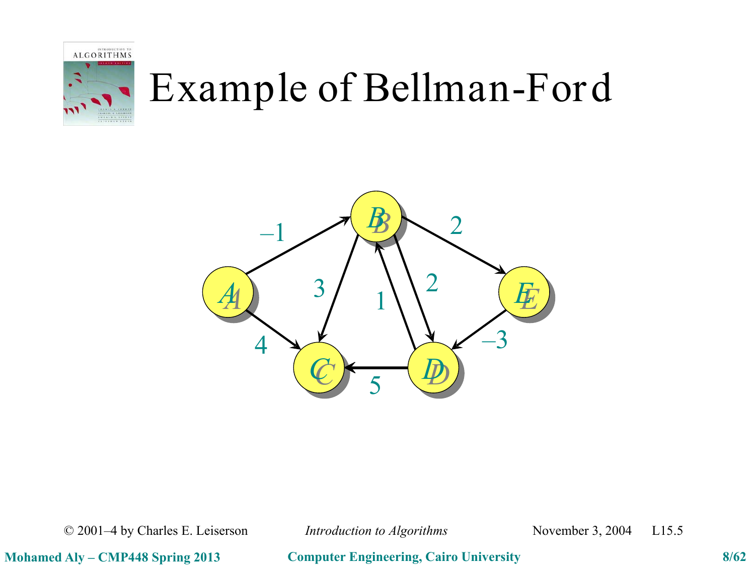# Example of Bellman-Ford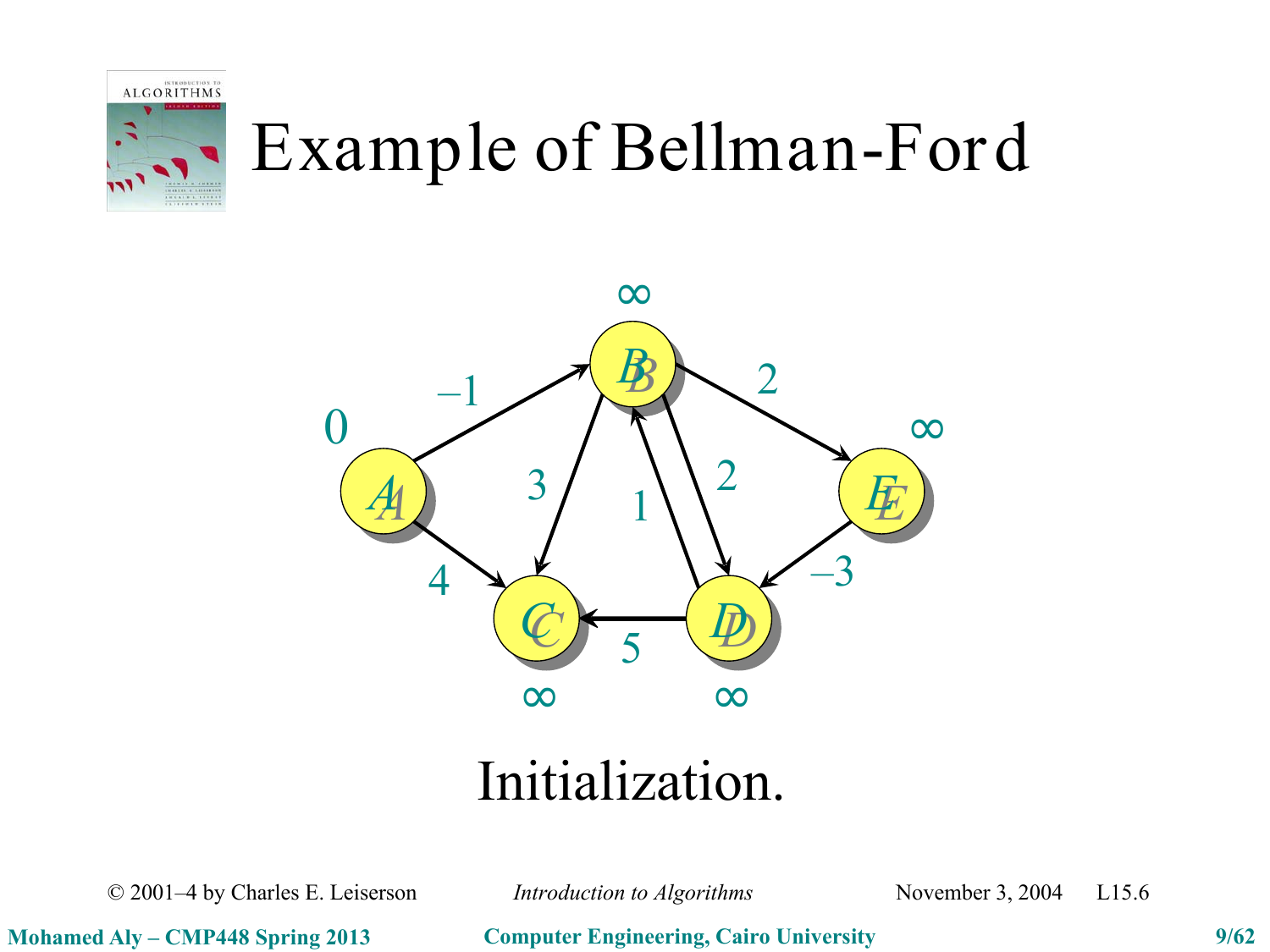# Example of Bellman-Ford

Initialization.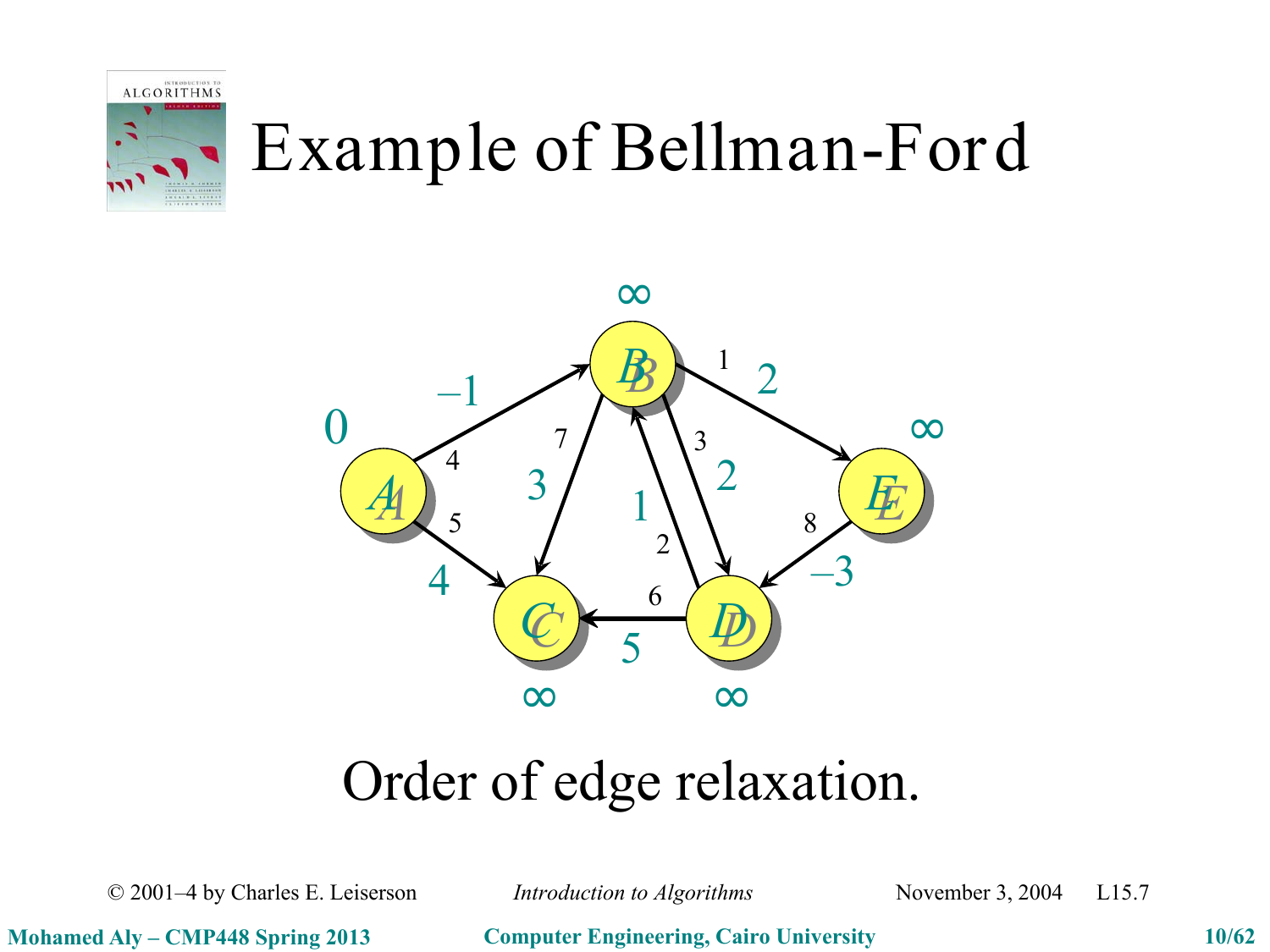# Example of Bellman-Ford

Order of edge relaxation.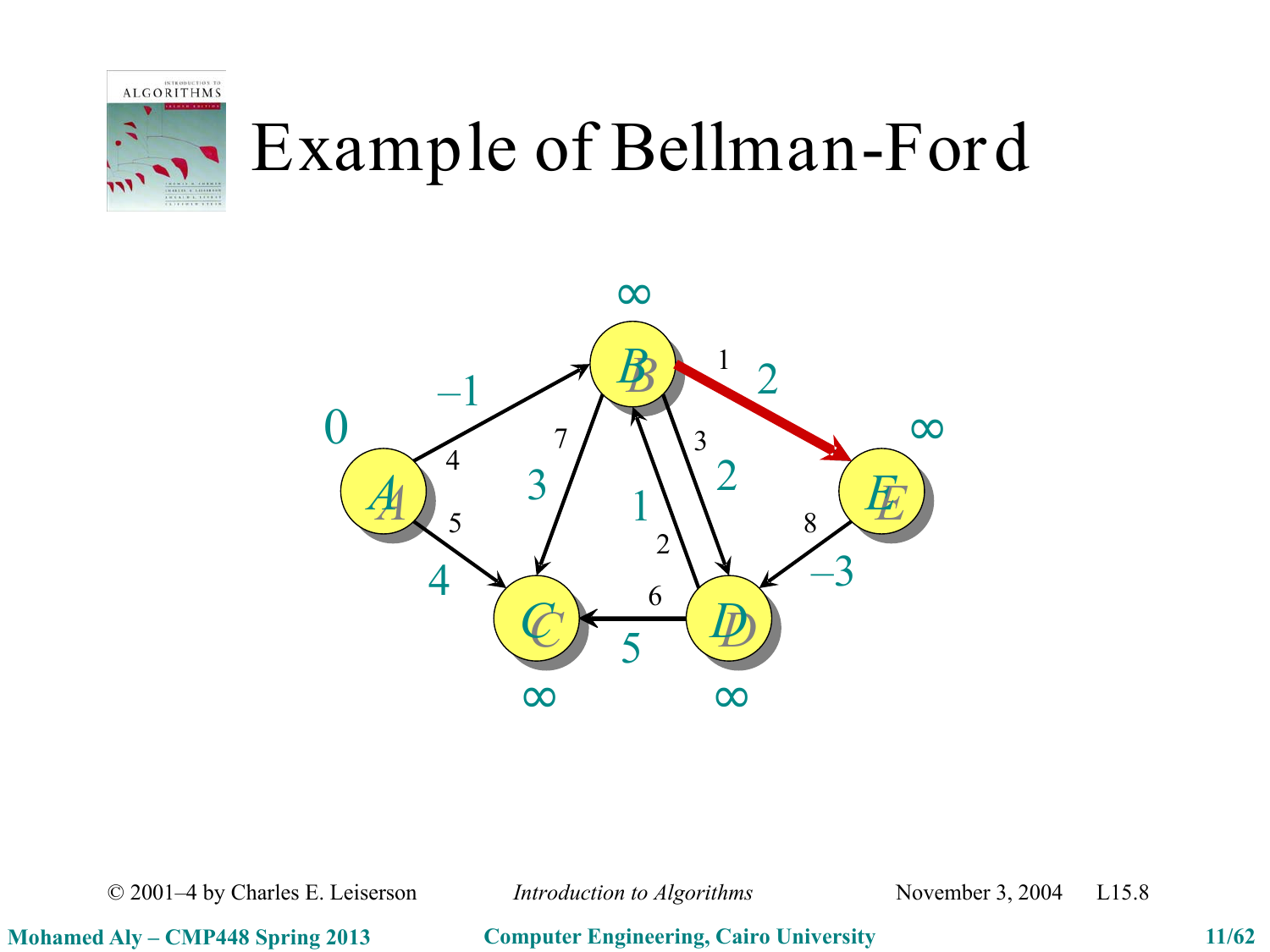# Example of Bellman-Ford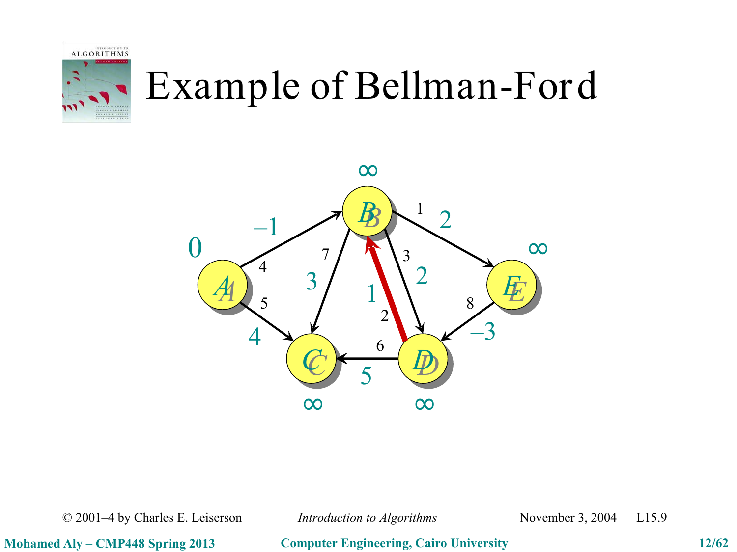# Example of Bellman-Ford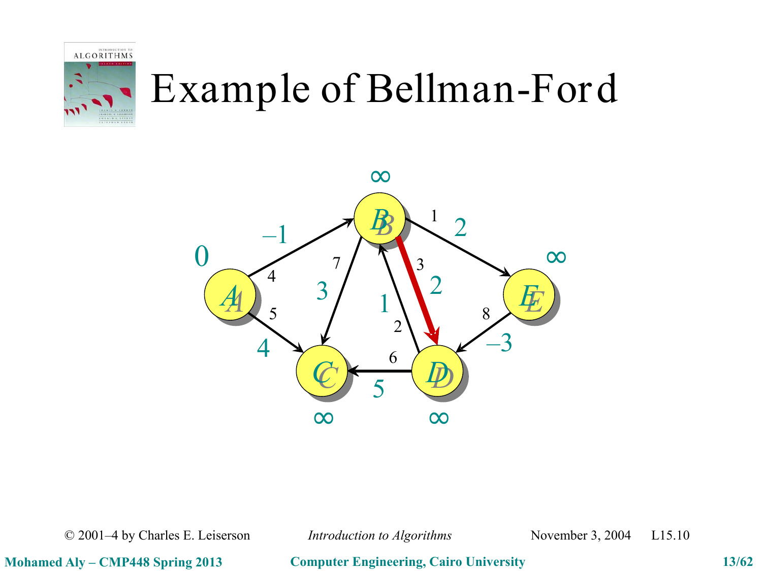# Example of Bellman-Ford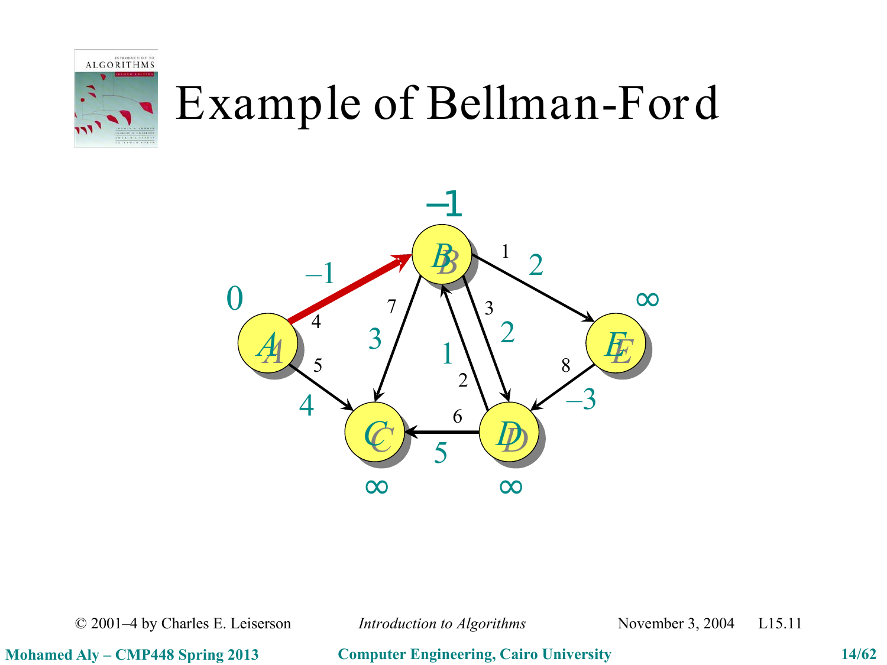# Example of Bellman-Ford

A: 0

B: –1

C: ∞

D: ∞

E: ∞

Edges: A→B 4 (–1), A→C 5 (4), B→C 7 (3), B→D 3 (2), B→E 1 (2), D→B 2 (1), D→C 6 (5), E→D 8 (–3)

© 2001–4 by Charles E. Leiserson *Introduction to Algorithms* November 3, 2004 L15.11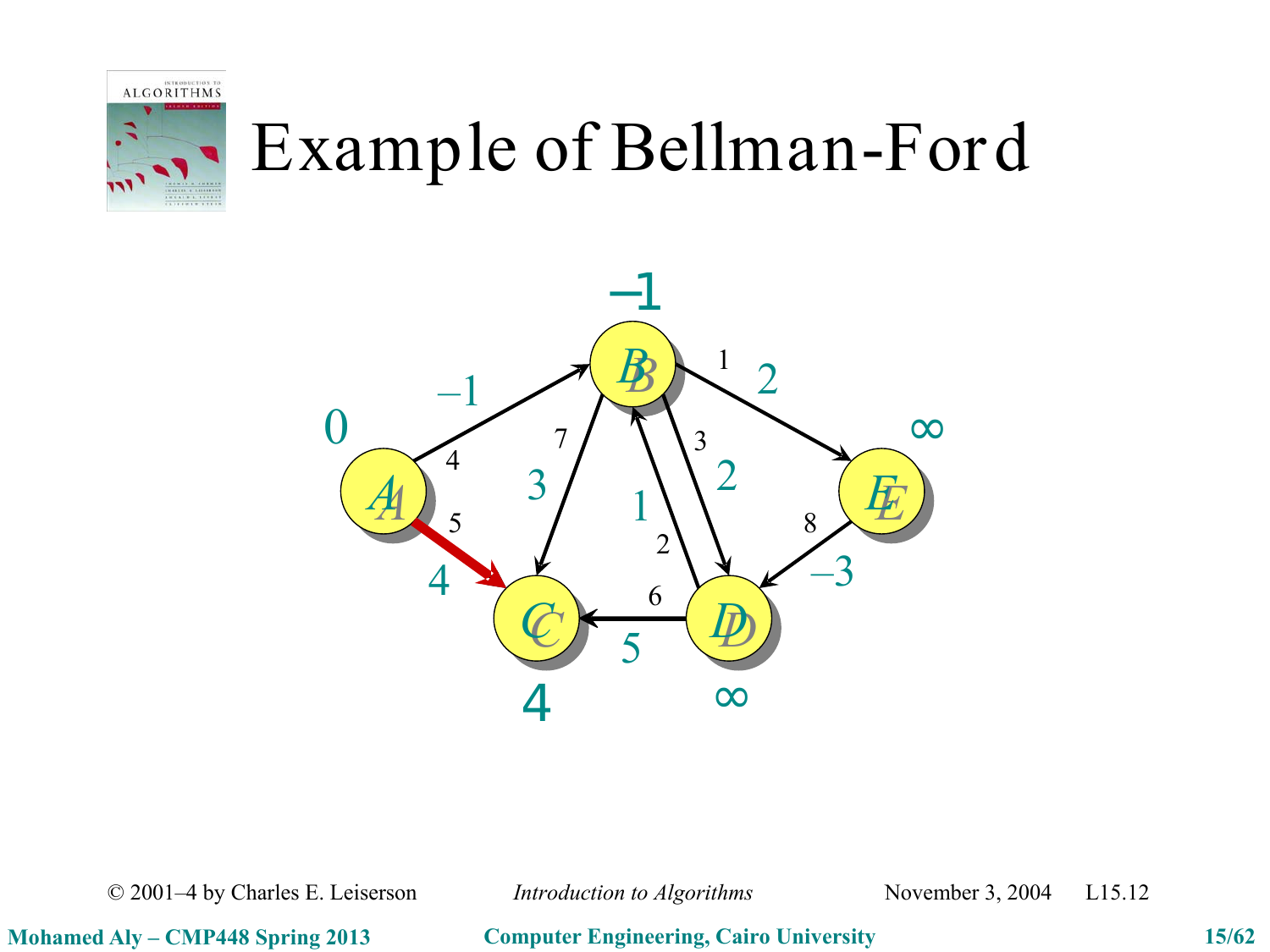# Example of Bellman-Ford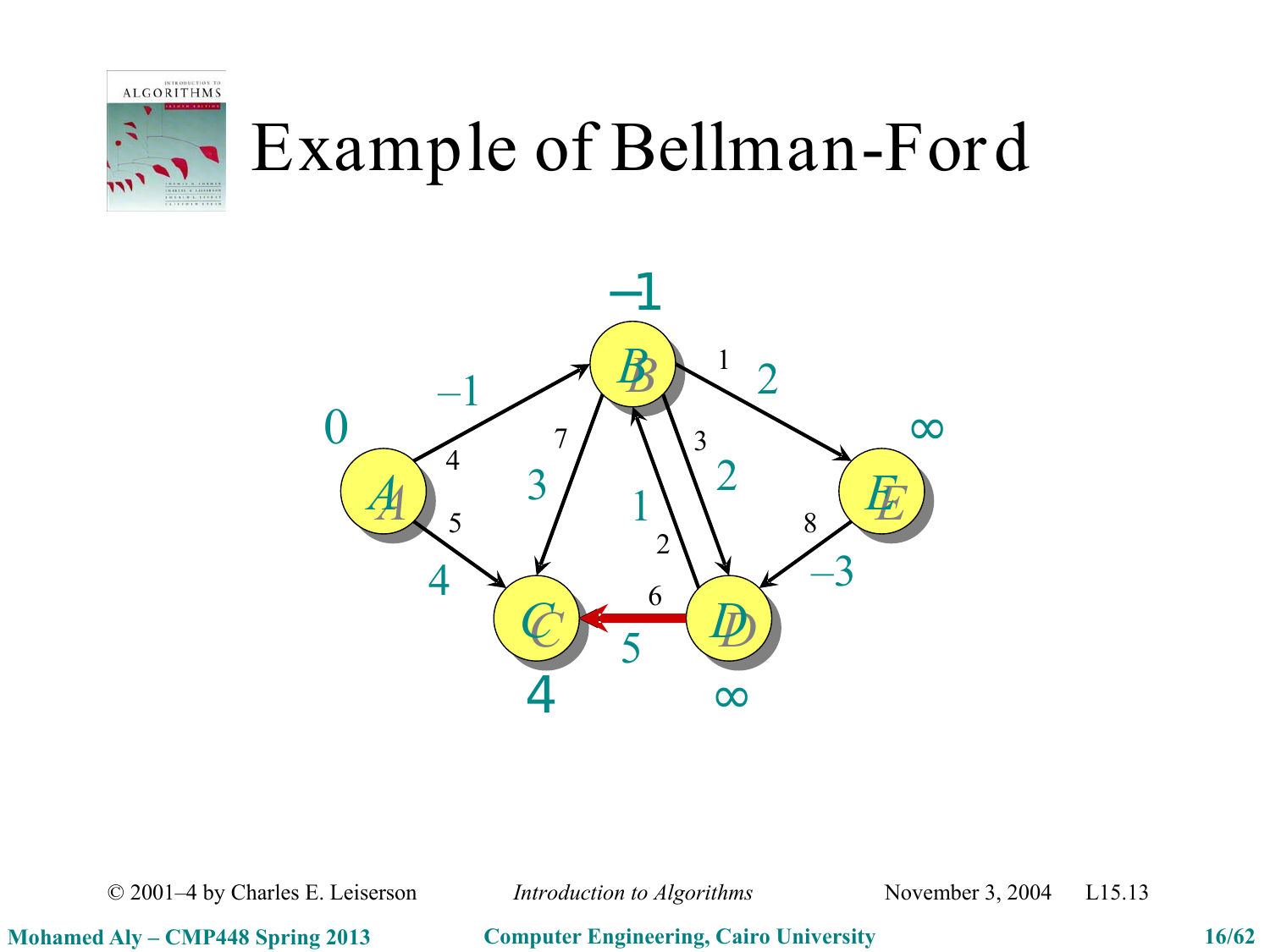# Example of Bellman-Ford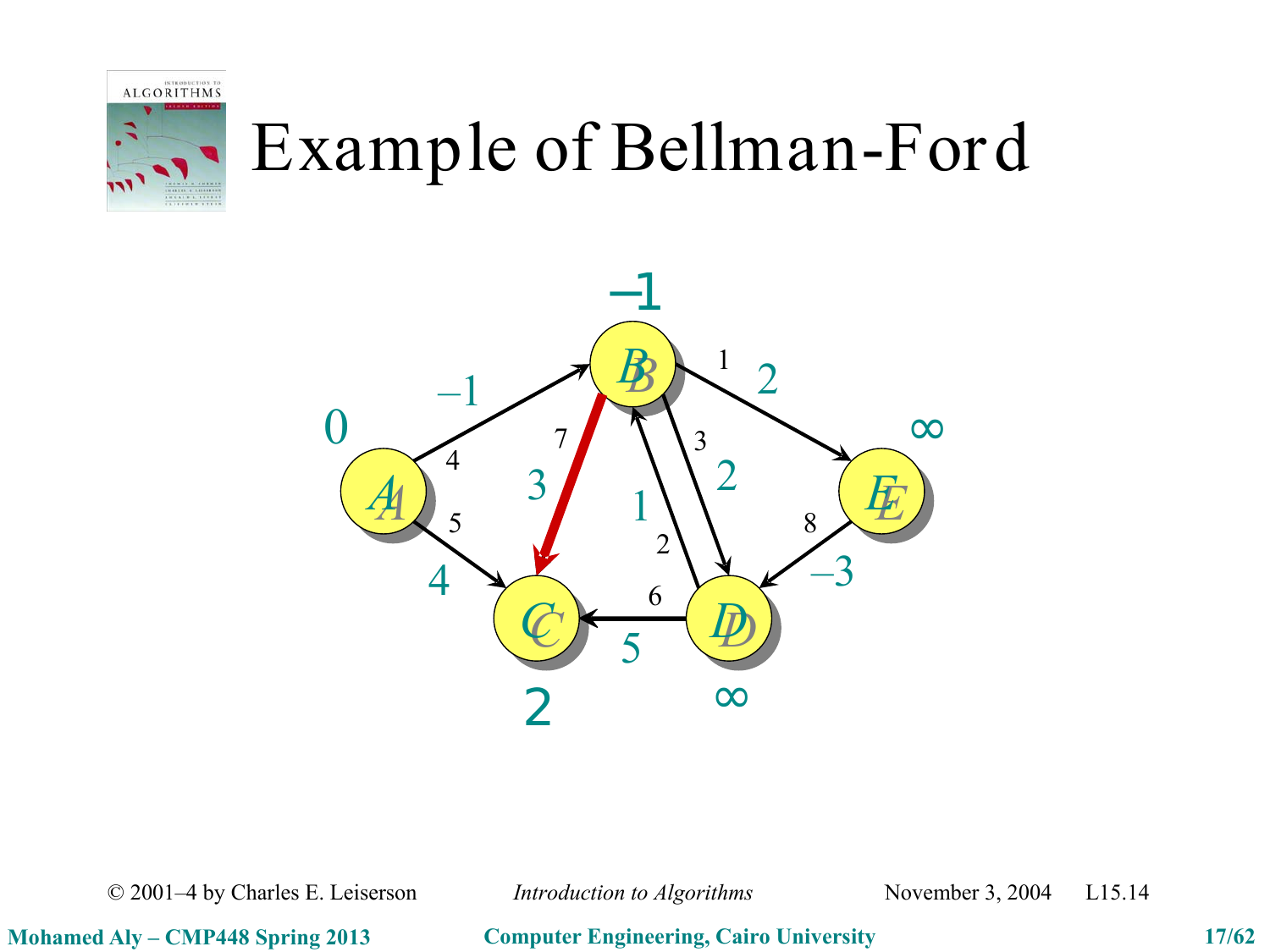# Example of Bellman-Ford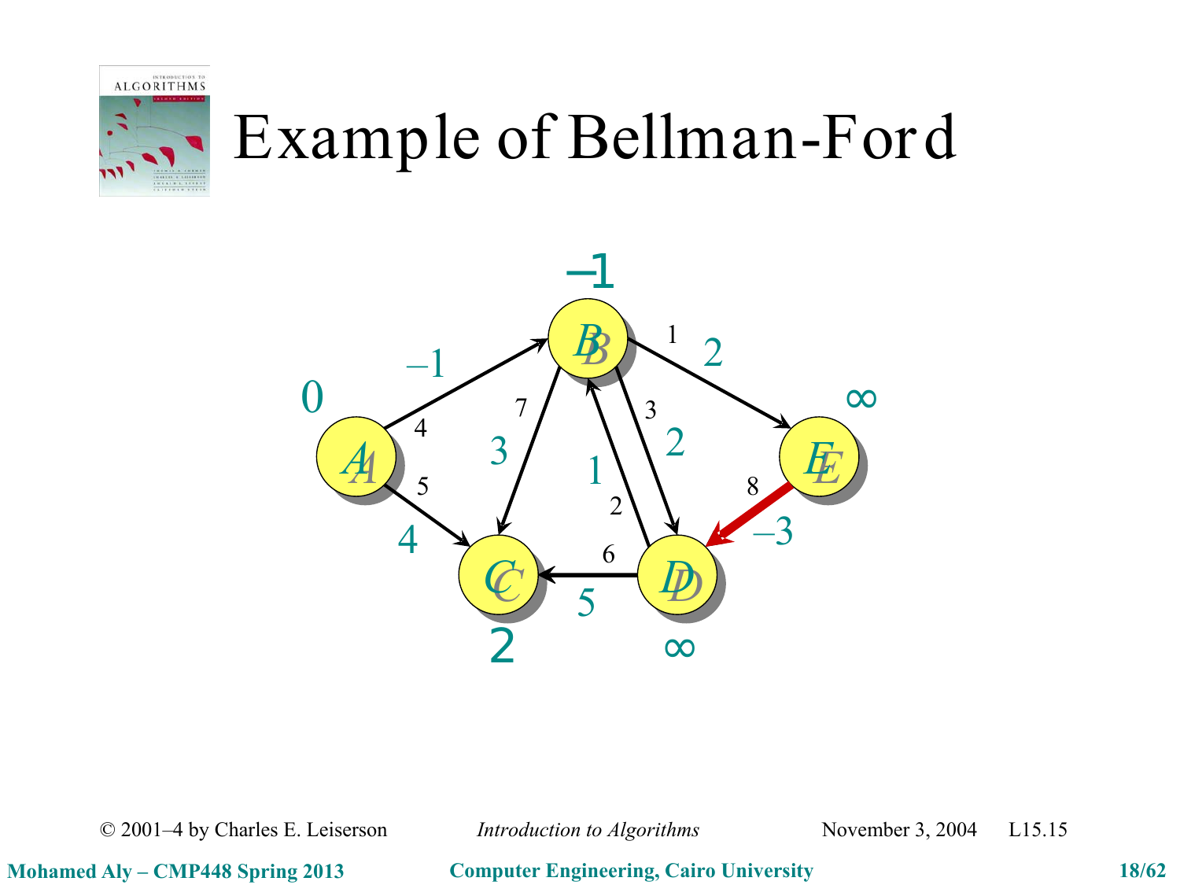# Example of Bellman-Ford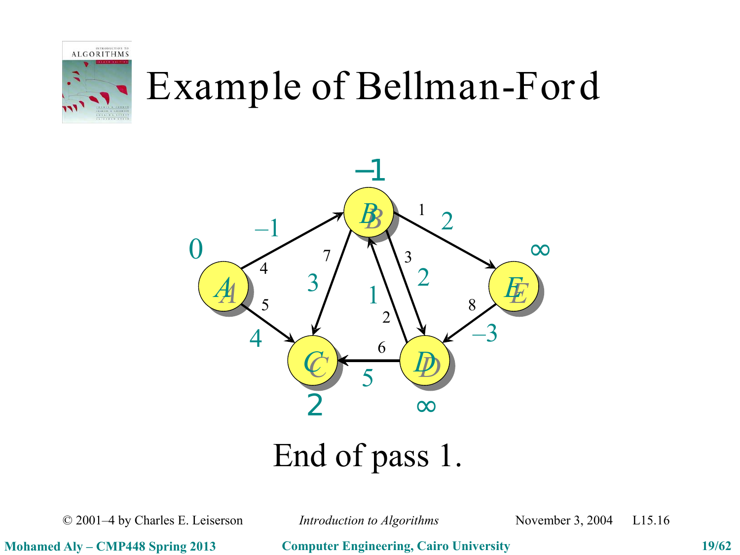# Example of Bellman-Ford

End of pass 1.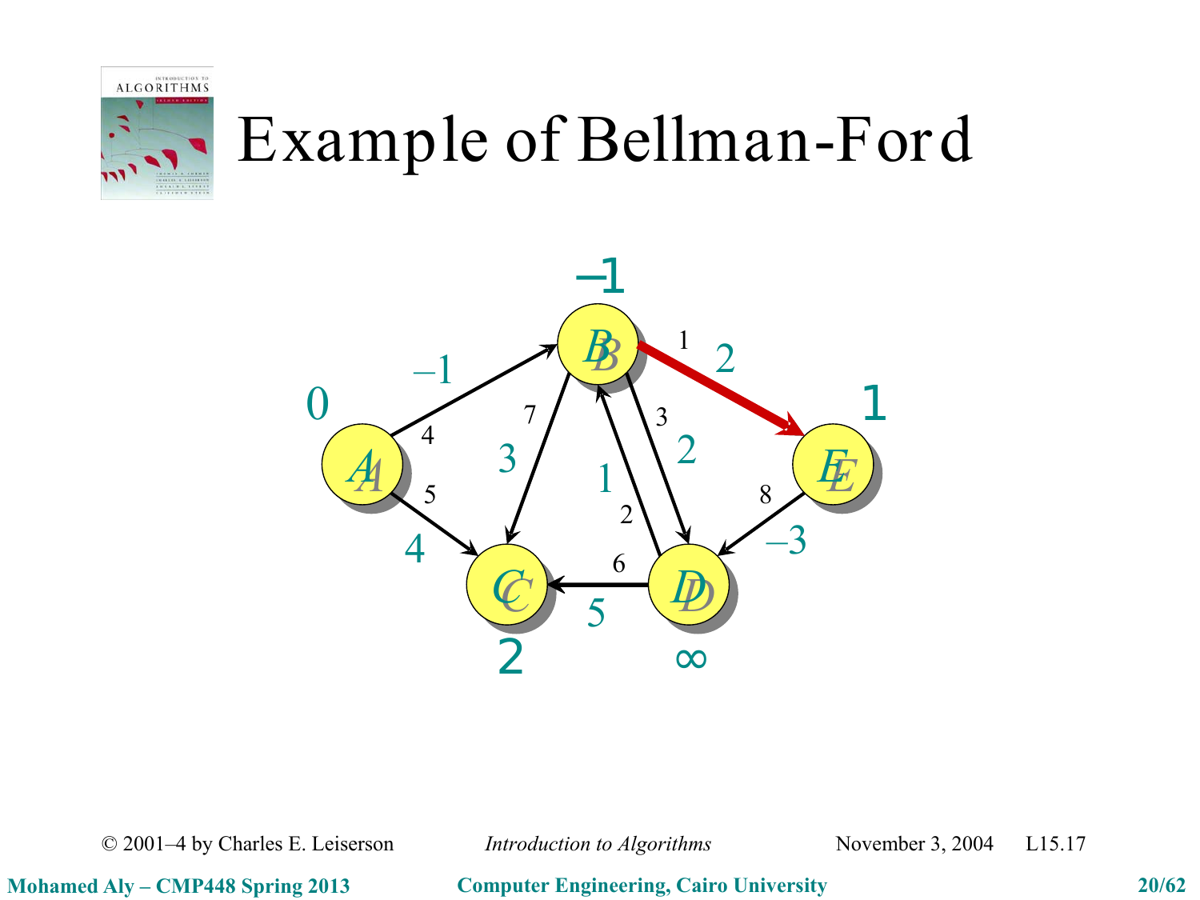# Example of Bellman-Ford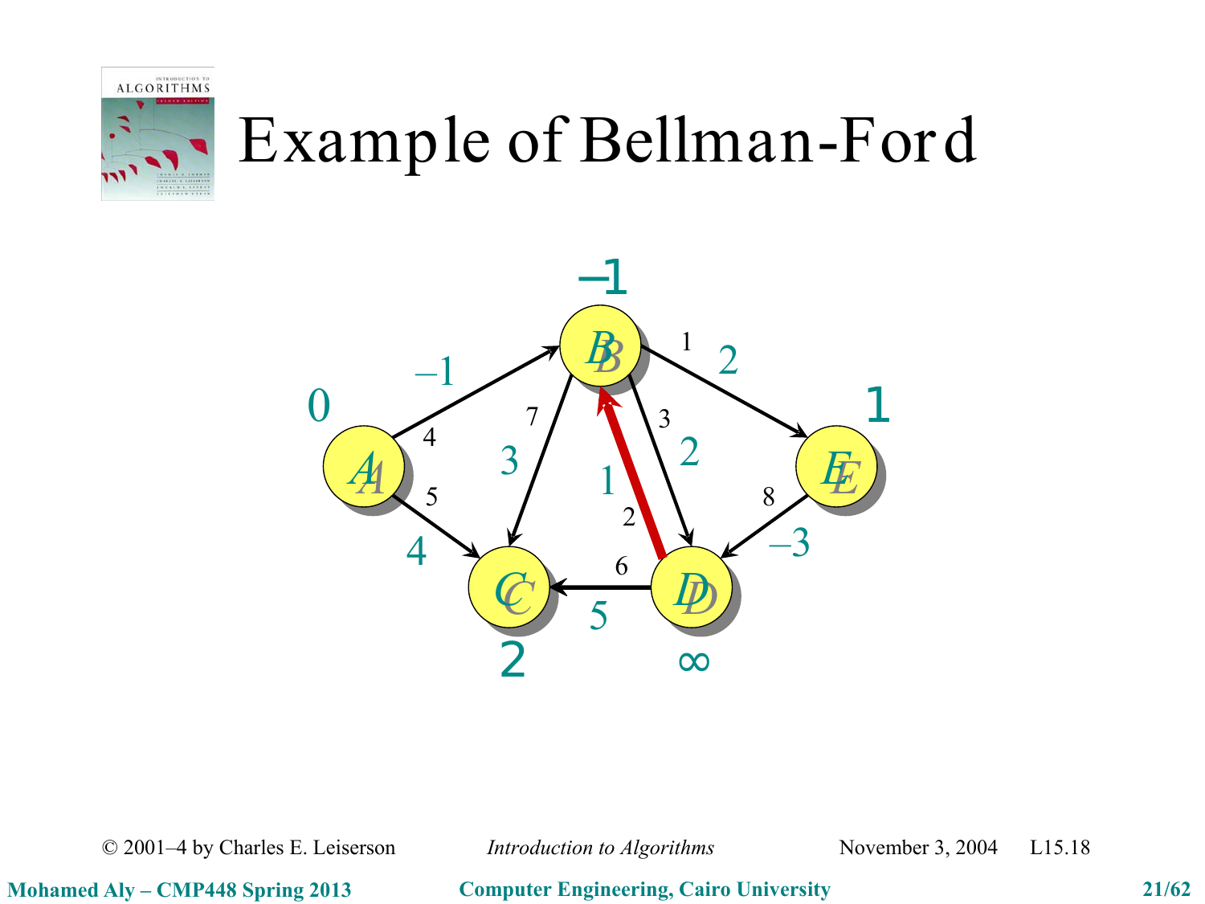# Example of Bellman-Ford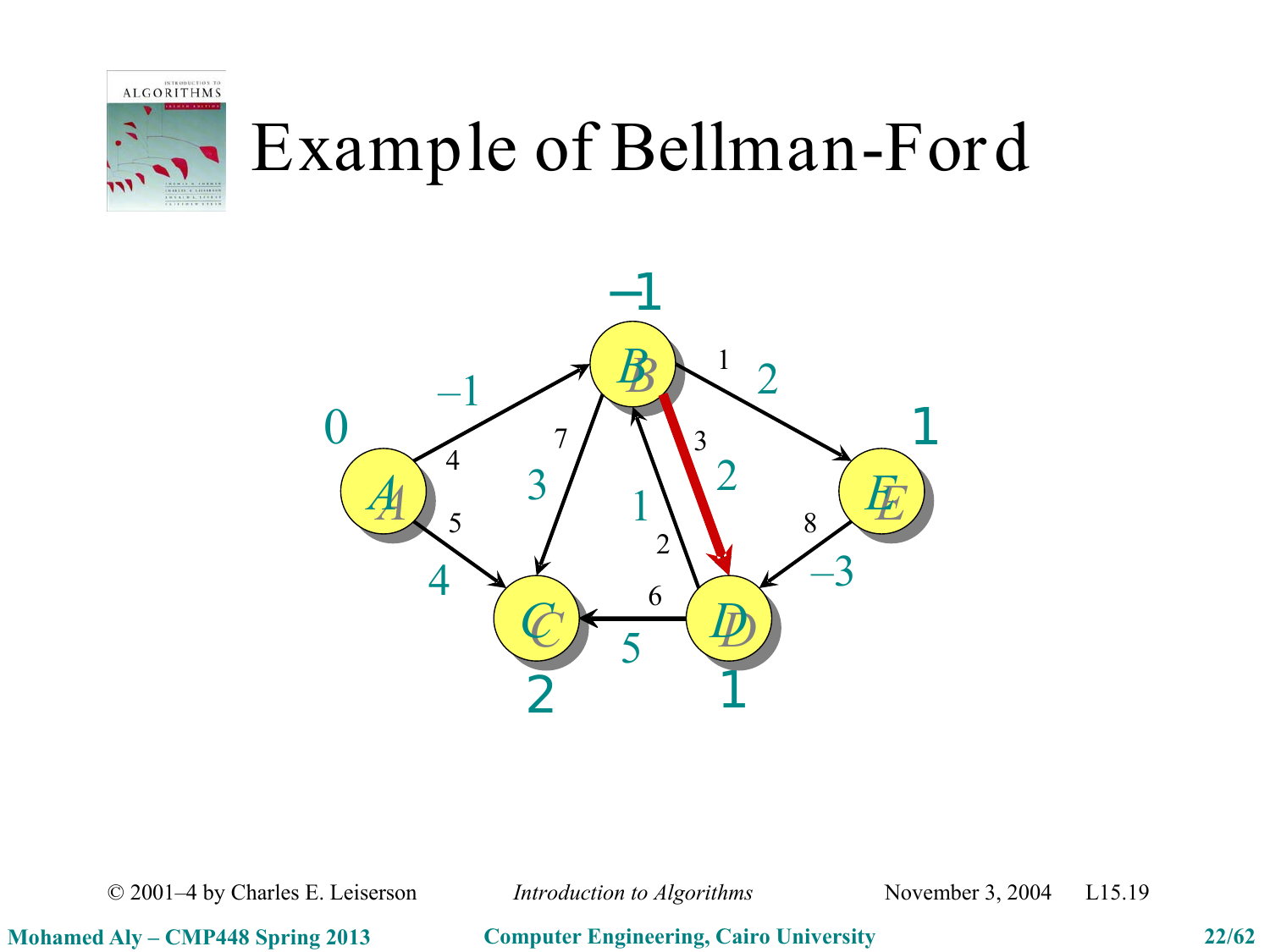# Example of Bellman-Ford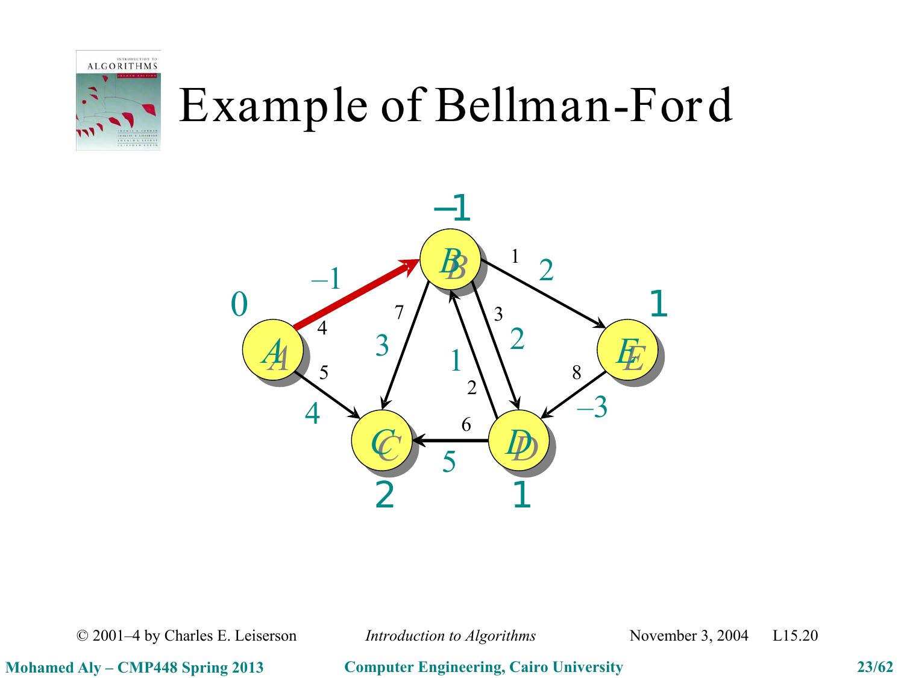# Example of Bellman-Ford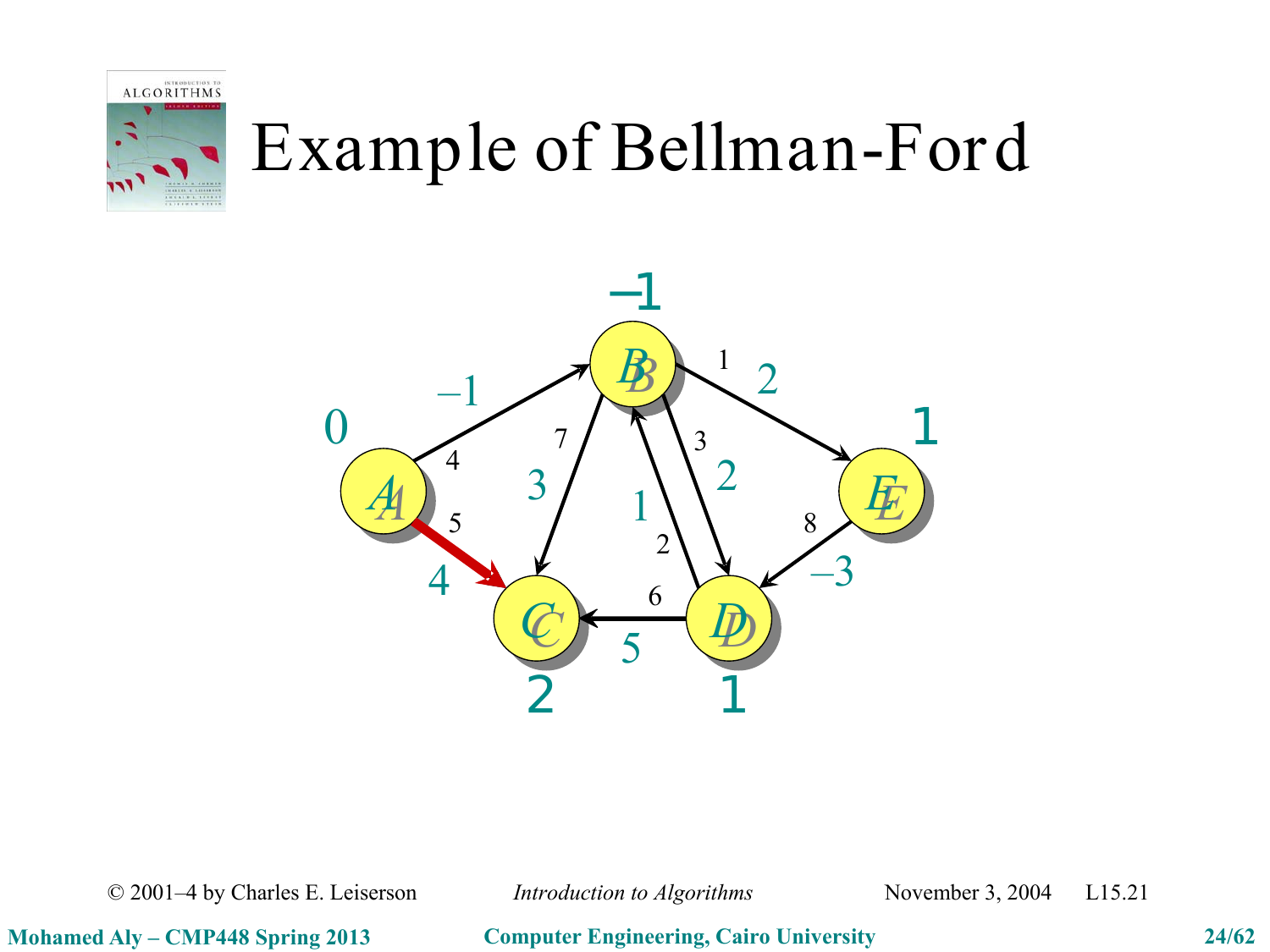# Example of Bellman-Ford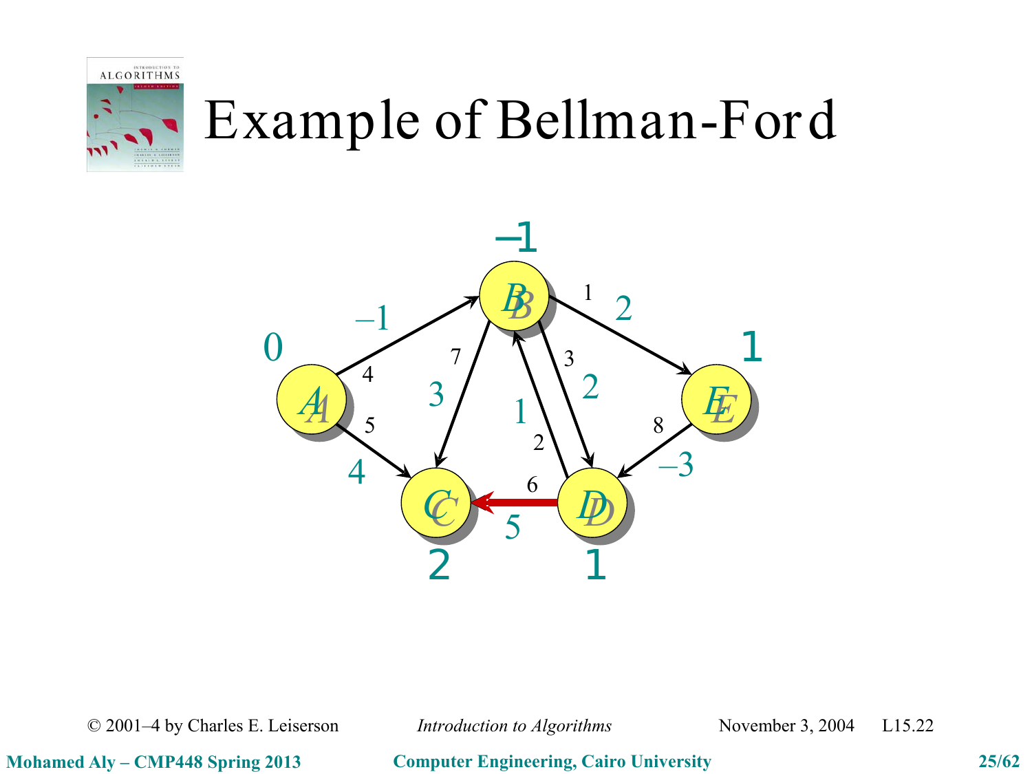# Example of Bellman-Ford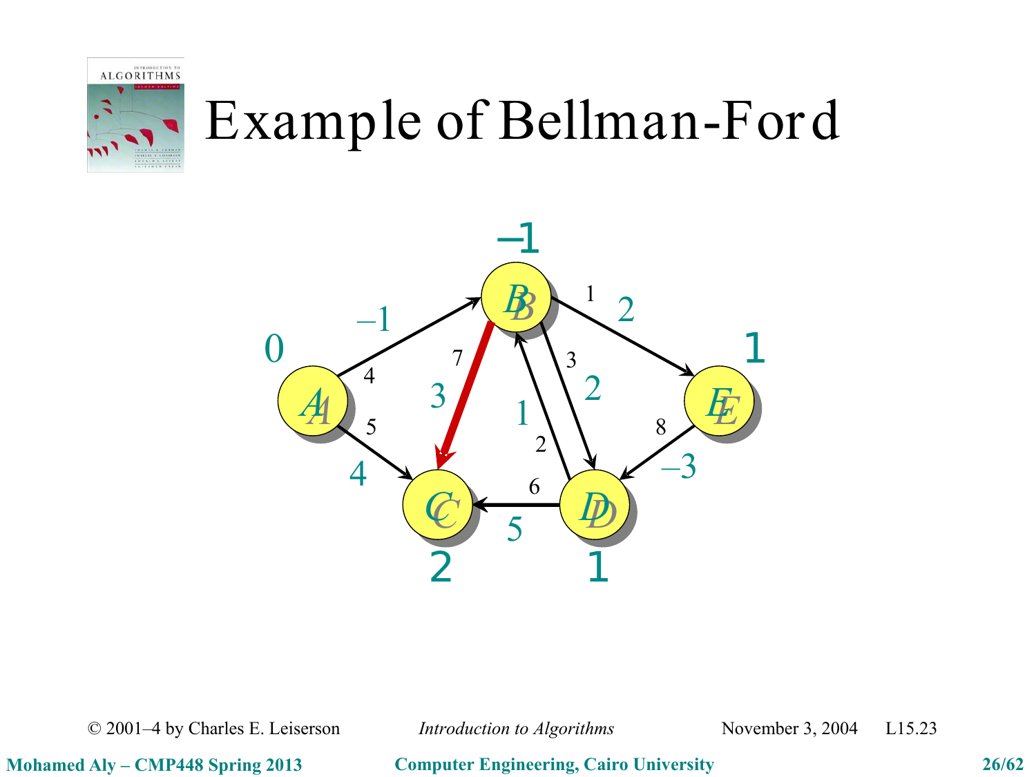# Example of Bellman-Ford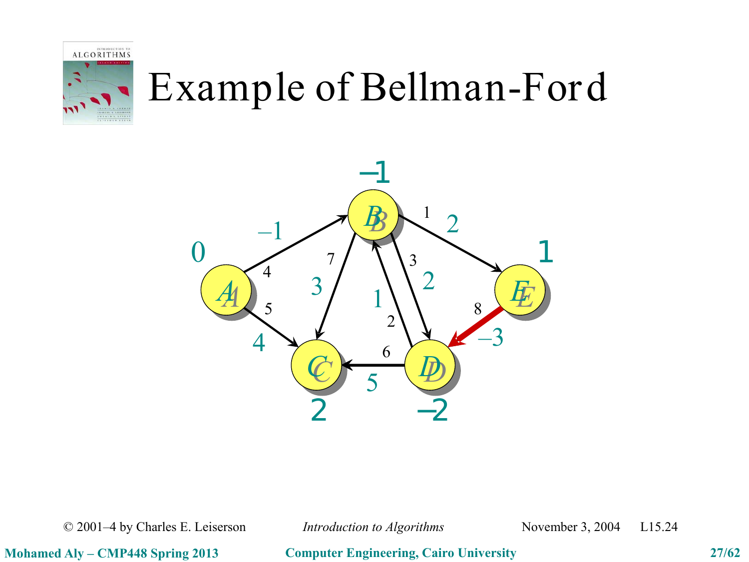# Example of Bellman-Ford

0, –1, 2, –2, 1

A, B, C, D, E

–1, 4, 5, 7, 3, 1, 2, 2, 3, 1, 2, 6, 5, 8, –3, 4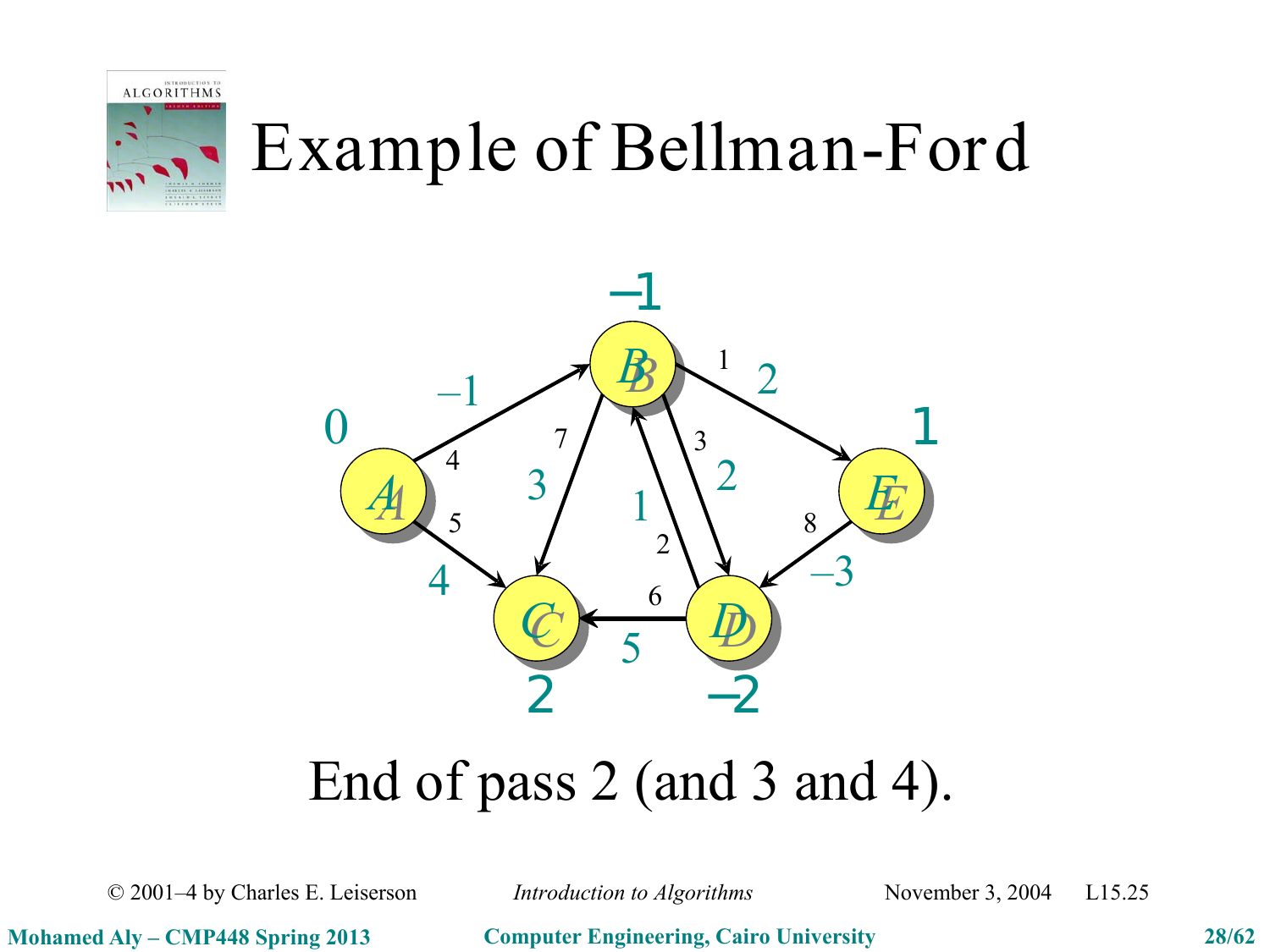# Example of Bellman-Ford

End of pass 2 (and 3 and 4).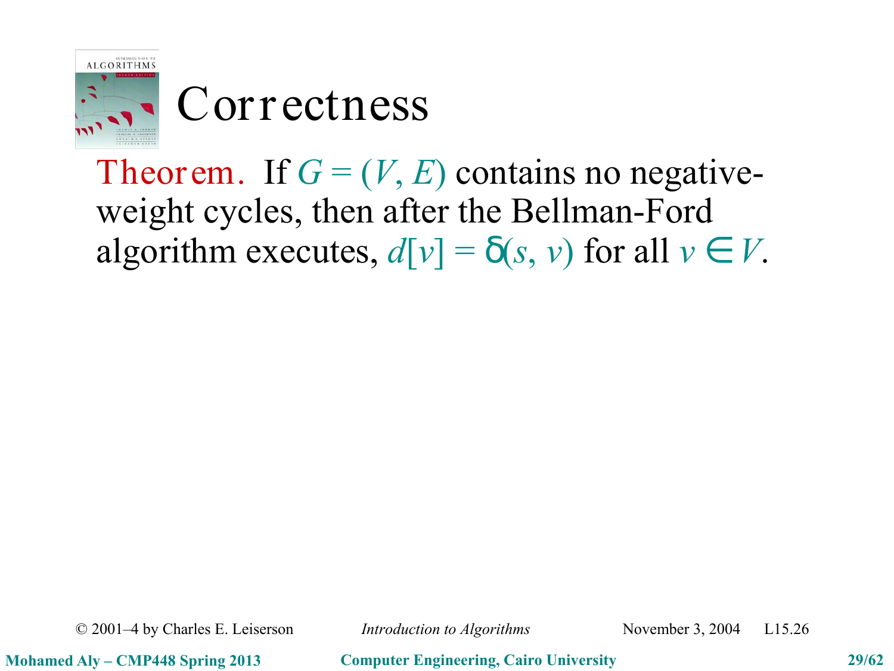# Correctness

**Theorem.** If $G = (V, E)$ contains no negative-weight cycles, then after the Bellman-Ford algorithm executes, $d[v] = \delta(s, v)$ for all $v \in V$.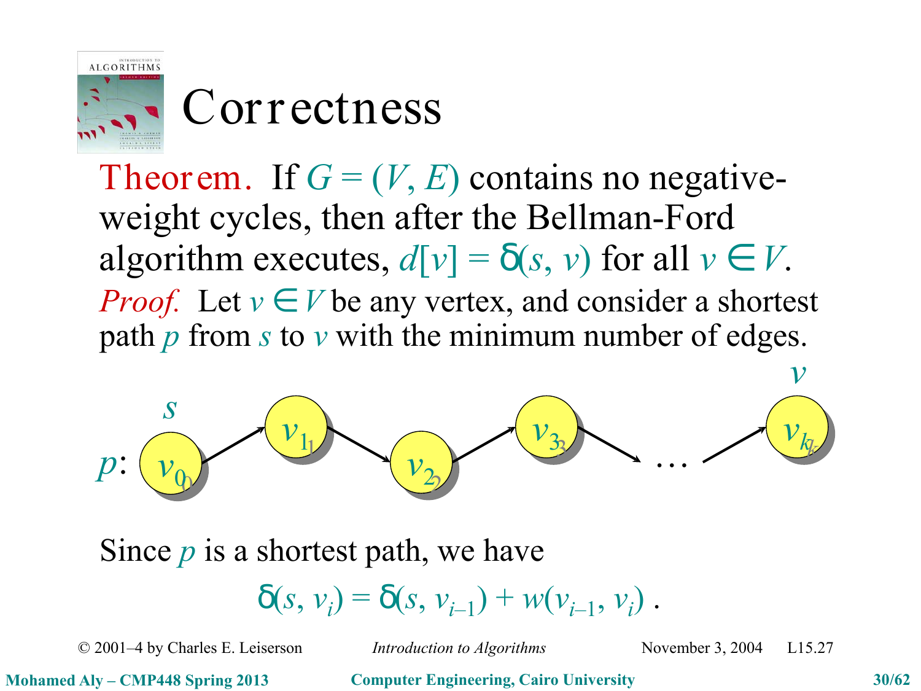# Correctness

**Theorem.** If $G = (V, E)$ contains no negative-weight cycles, then after the Bellman-Ford algorithm executes, $d[v] = \delta(s, v)$ for all $v \in V$.

*Proof.* Let $v \in V$ be any vertex, and consider a shortest path $p$ from $s$ to $v$ with the minimum number of edges.

$p$: $s = v_0 \to v_1 \to v_2 \to v_3 \to \cdots \to v_k = v$

Since $p$ is a shortest path, we have

$$\delta(s, v_i) = \delta(s, v_{i-1}) + w(v_{i-1}, v_i) .$$

© 2001–4 by Charles E. Leiserson *Introduction to Algorithms* November 3, 2004 L15.27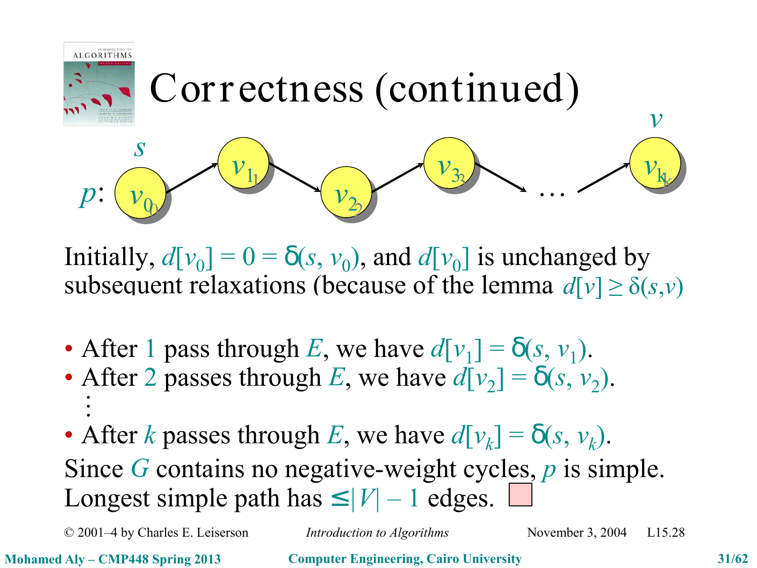# Correctness (continued)

$p$: $s = v_0 \rightarrow v_1 \rightarrow v_2 \rightarrow v_3 \rightarrow \cdots \rightarrow v_k = v$

Initially, $d[v_0] = 0 = \delta(s, v_0)$, and $d[v_0]$ is unchanged by subsequent relaxations (because of the lemma $d[v] \geq \delta(s,v)$

- After 1 pass through $E$, we have $d[v_1] = \delta(s, v_1)$.
- After 2 passes through $E$, we have $d[v_2] = \delta(s, v_2)$.

  ⋮
- After $k$ passes through $E$, we have $d[v_k] = \delta(s, v_k)$.

Since $G$ contains no negative-weight cycles, $p$ is simple. Longest simple path has $\leq |V| - 1$ edges. ◻

© 2001–4 by Charles E. Leiserson — *Introduction to Algorithms* — November 3, 2004 — L15.28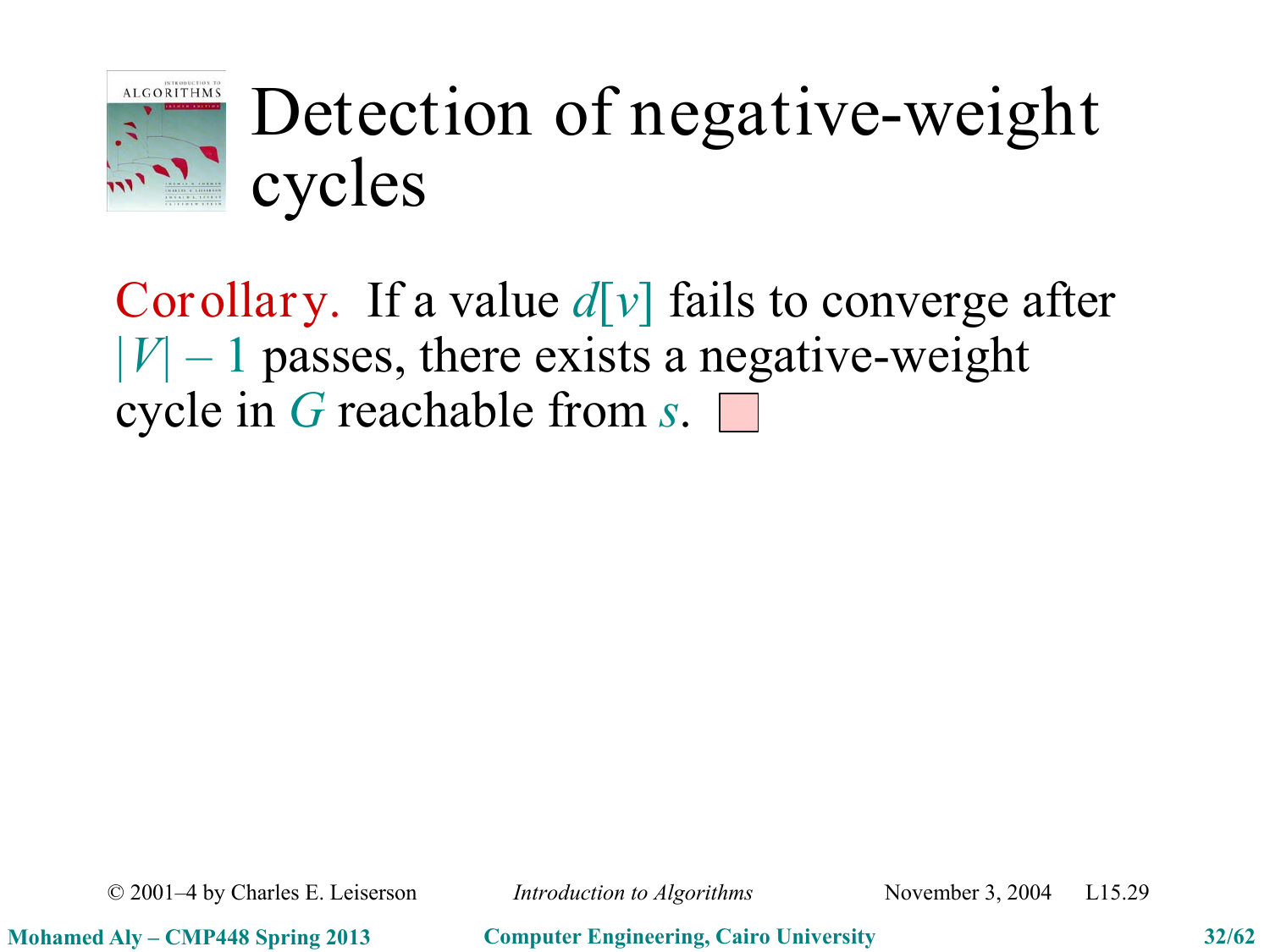# Detection of negative-weight cycles

**Corollary.** If a value $d[v]$ fails to converge after $|V| - 1$ passes, there exists a negative-weight cycle in $G$ reachable from $s$. □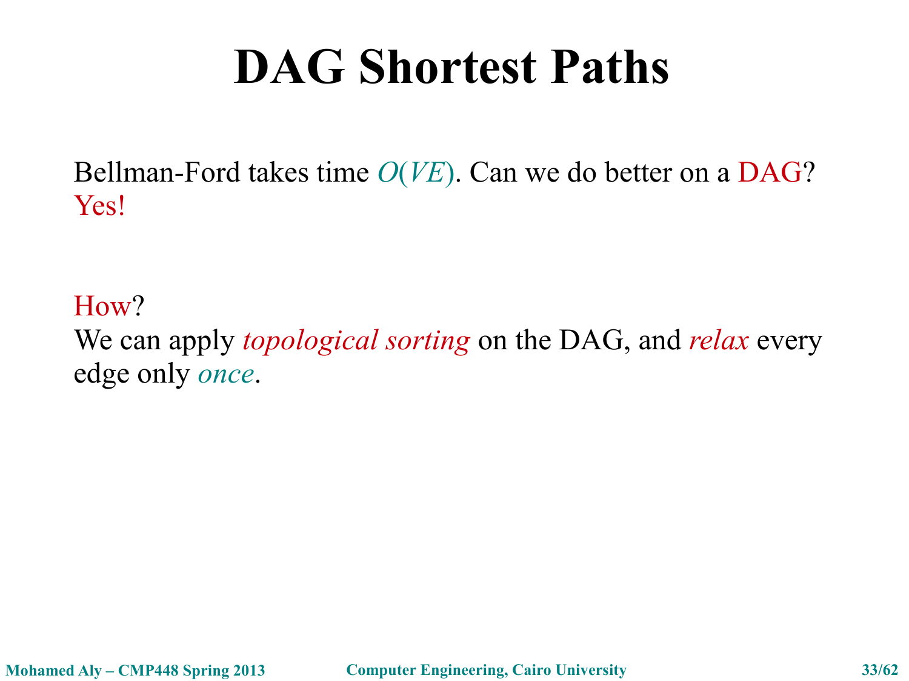# DAG Shortest Paths

Bellman-Ford takes time $O(VE)$. Can we do better on a DAG? Yes!

How?
We can apply *topological sorting* on the DAG, and *relax* every edge only *once*.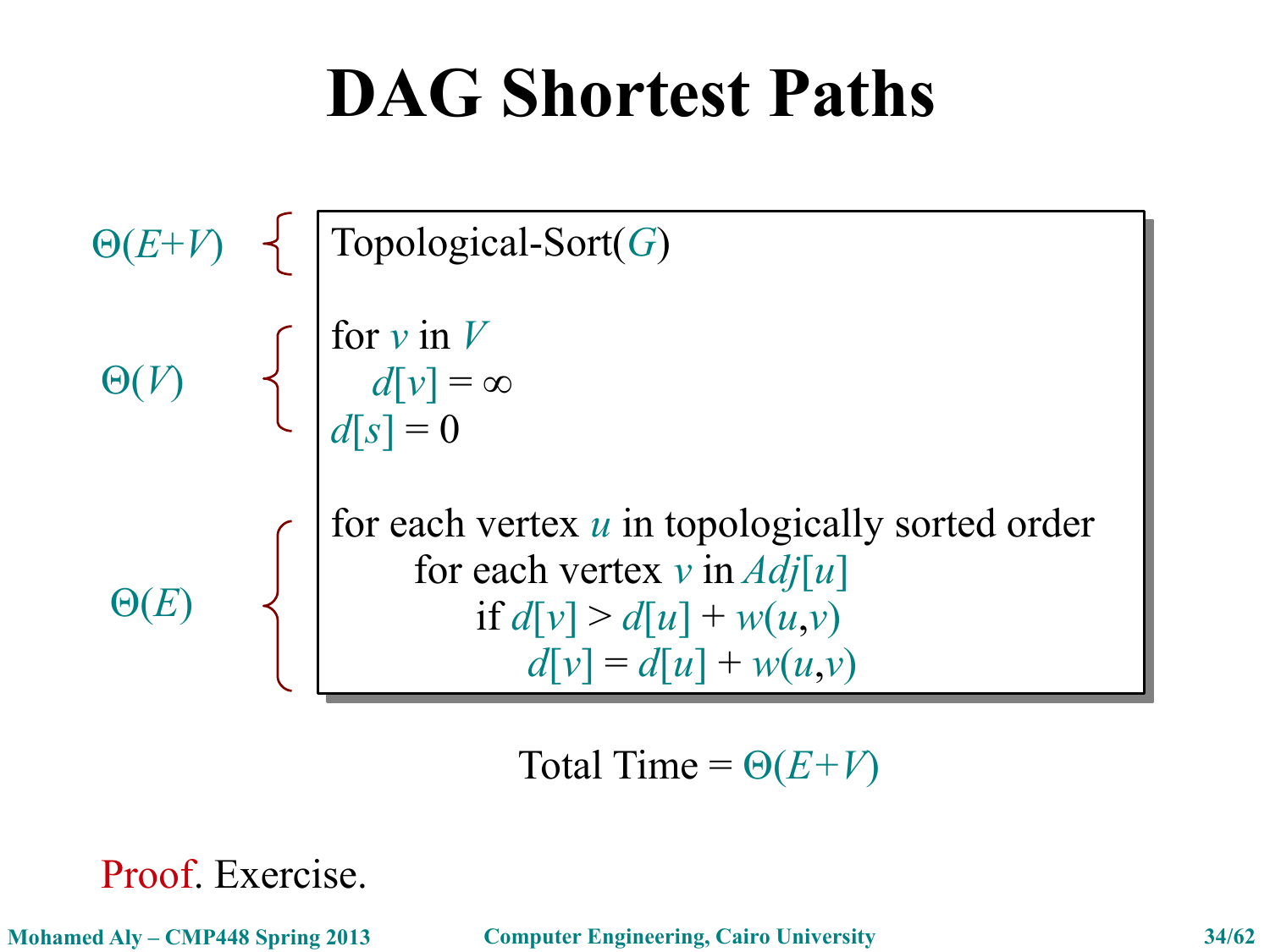# DAG Shortest Paths

$\Theta(E+V)$

```
Topological-Sort(G)
```

$\Theta(V)$

```
for v in V
    d[v] = ∞
d[s] = 0
```

$\Theta(E)$

```
for each vertex u in topologically sorted order
        for each vertex v in Adj[u]
              if d[v] > d[u] + w(u,v)
                  d[v] = d[u] + w(u,v)
```

Total Time = $\Theta(E+V)$

Proof. Exercise.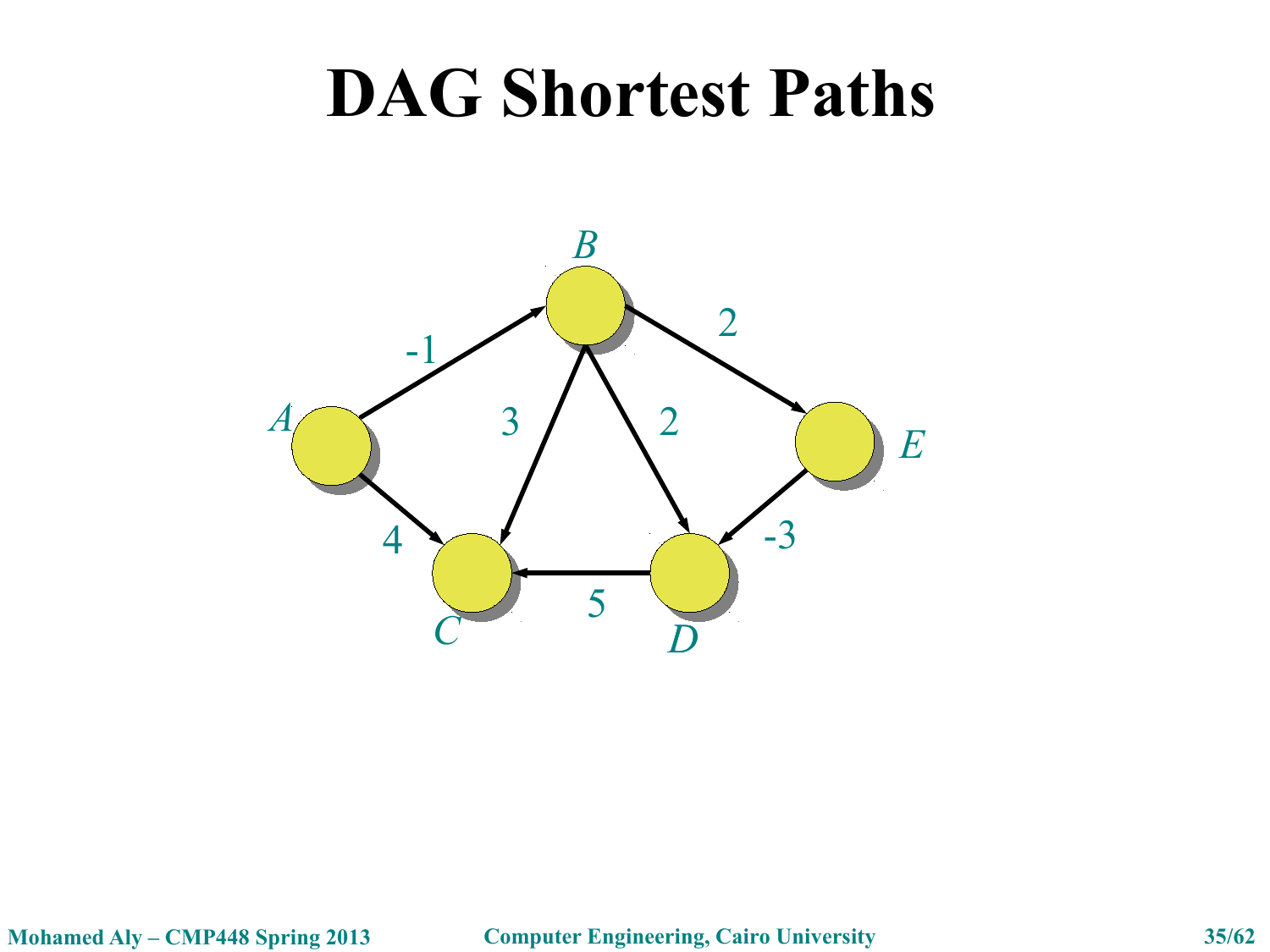# DAG Shortest Paths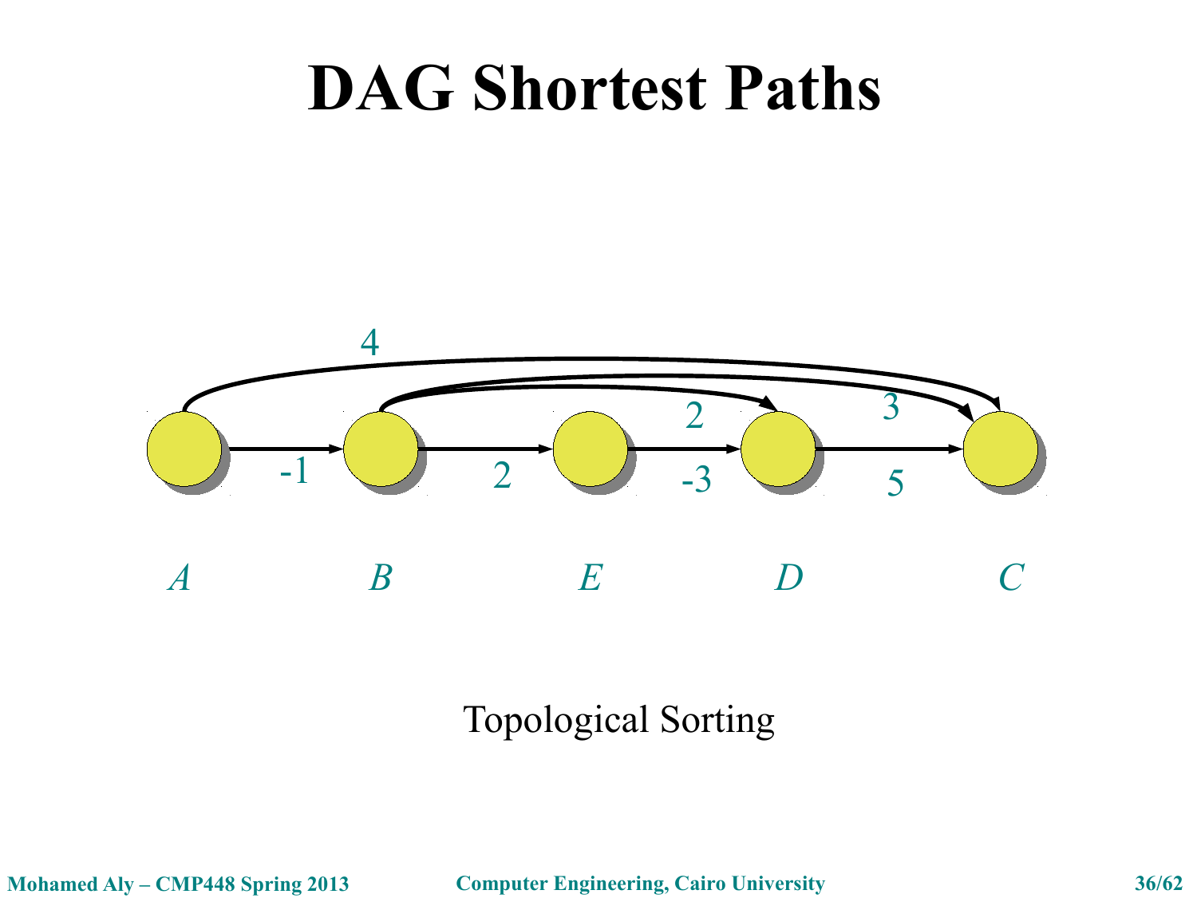# DAG Shortest Paths

Topological Sorting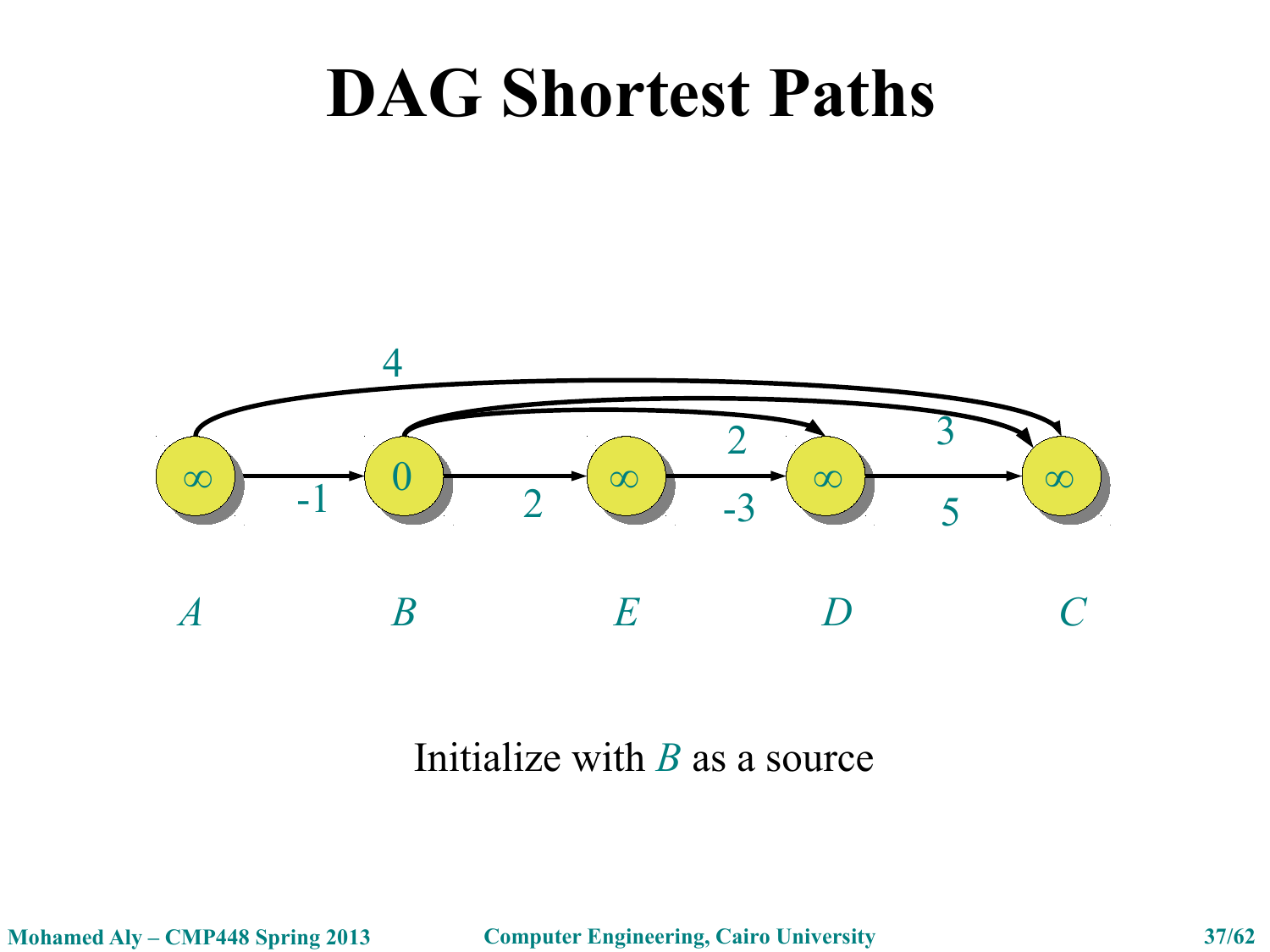# DAG Shortest Paths

Initialize with *B* as a source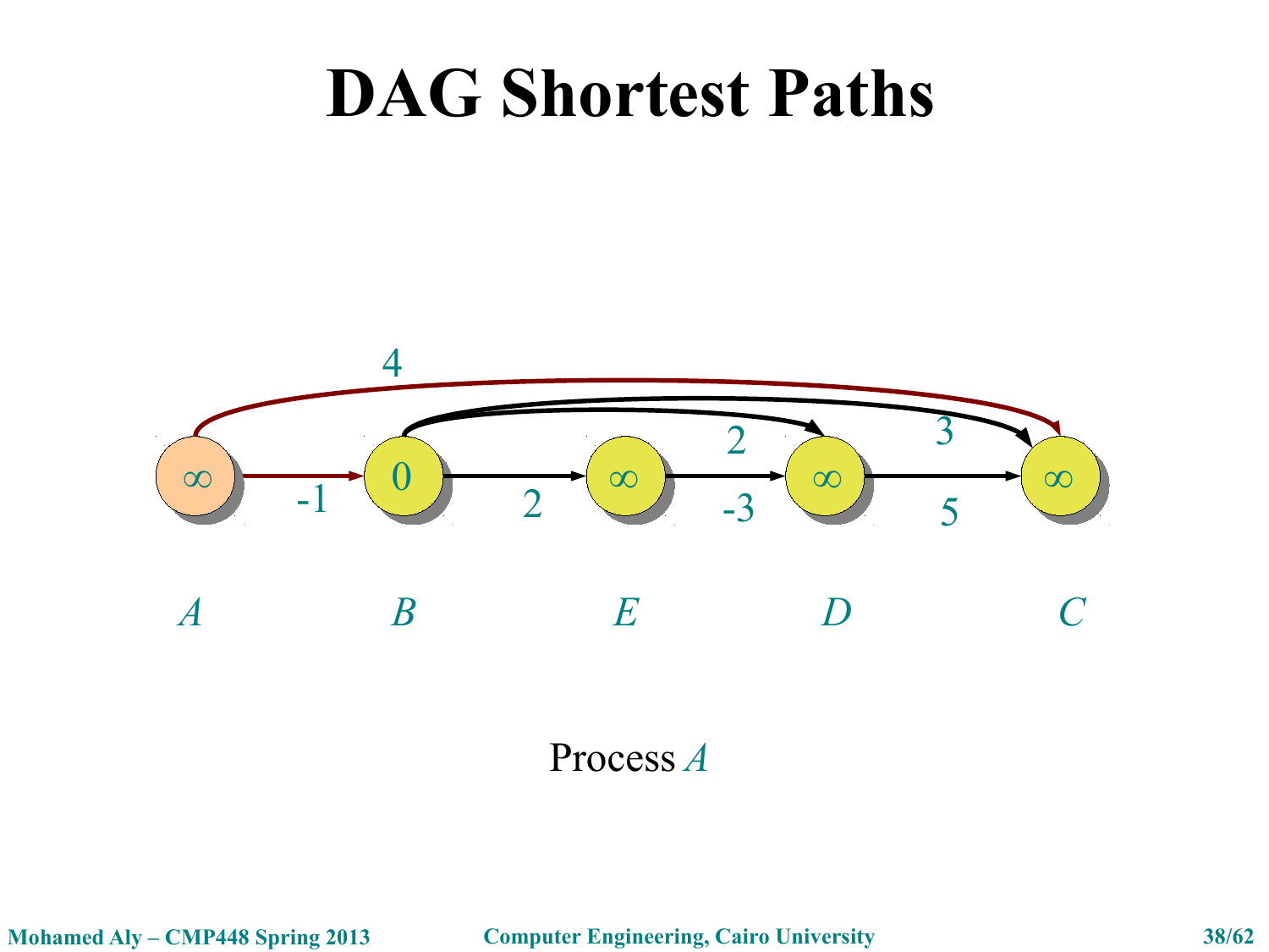# DAG Shortest Paths

Process $A$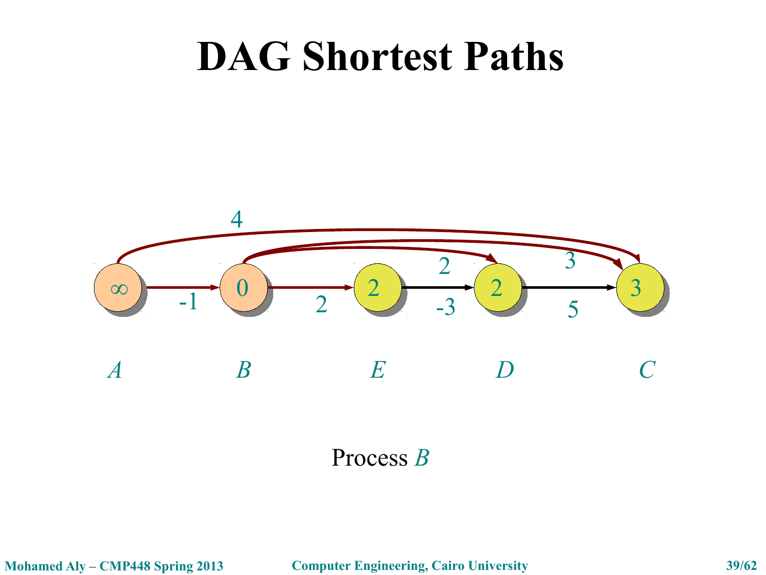# DAG Shortest Paths

Process $B$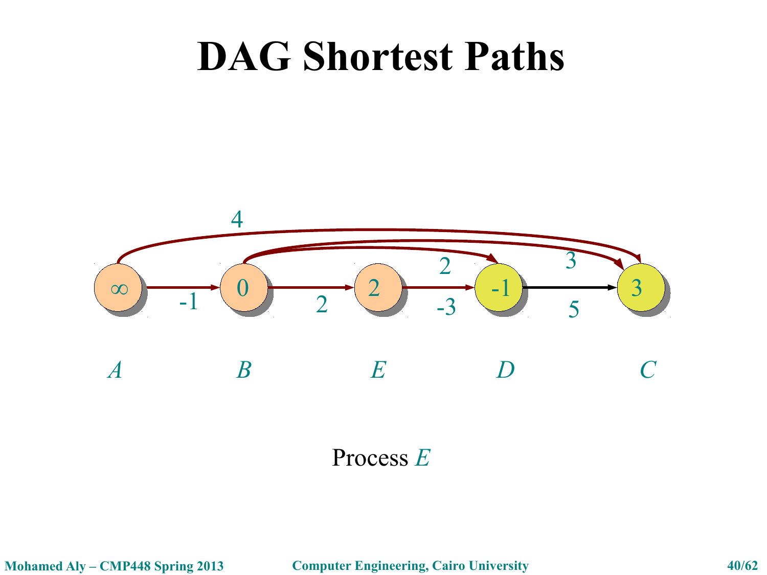# DAG Shortest Paths

Process $E$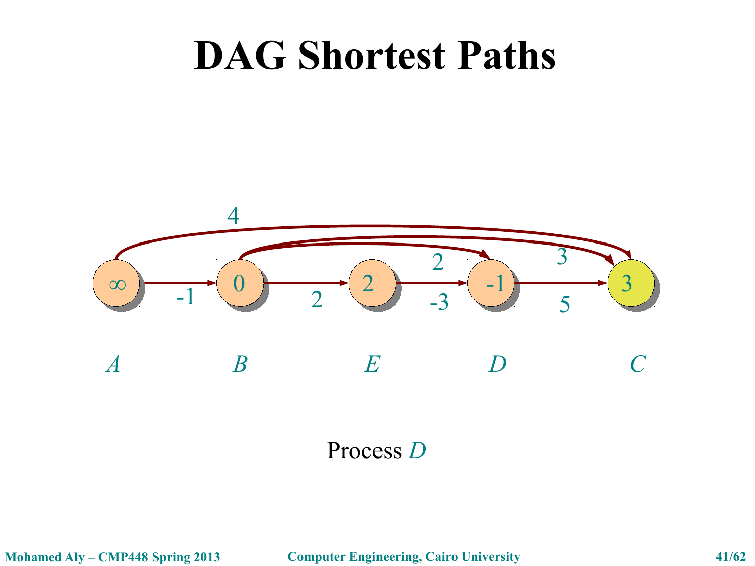# DAG Shortest Paths

Process *D*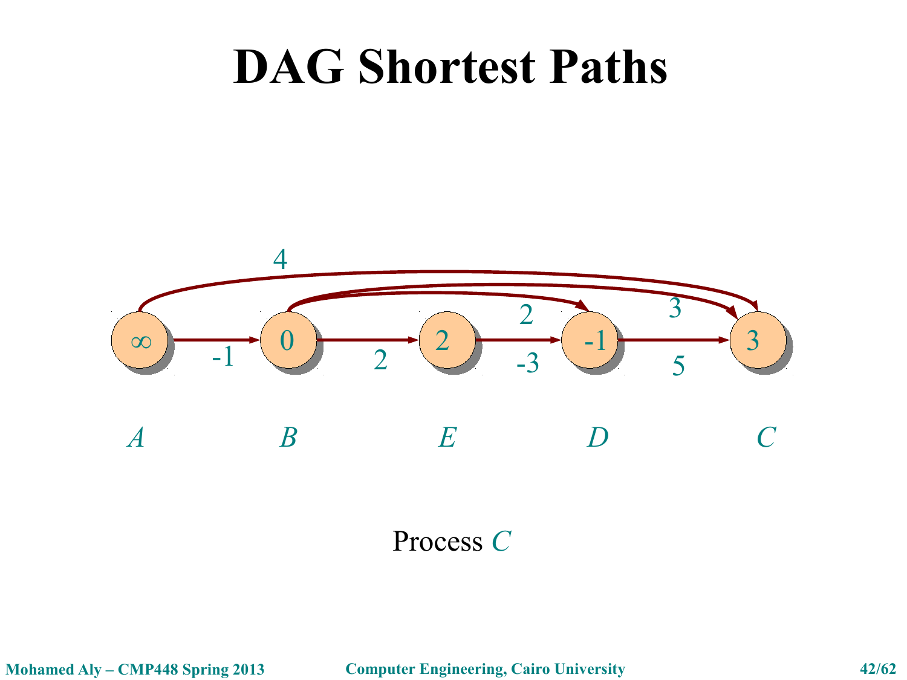# DAG Shortest Paths

Process *C*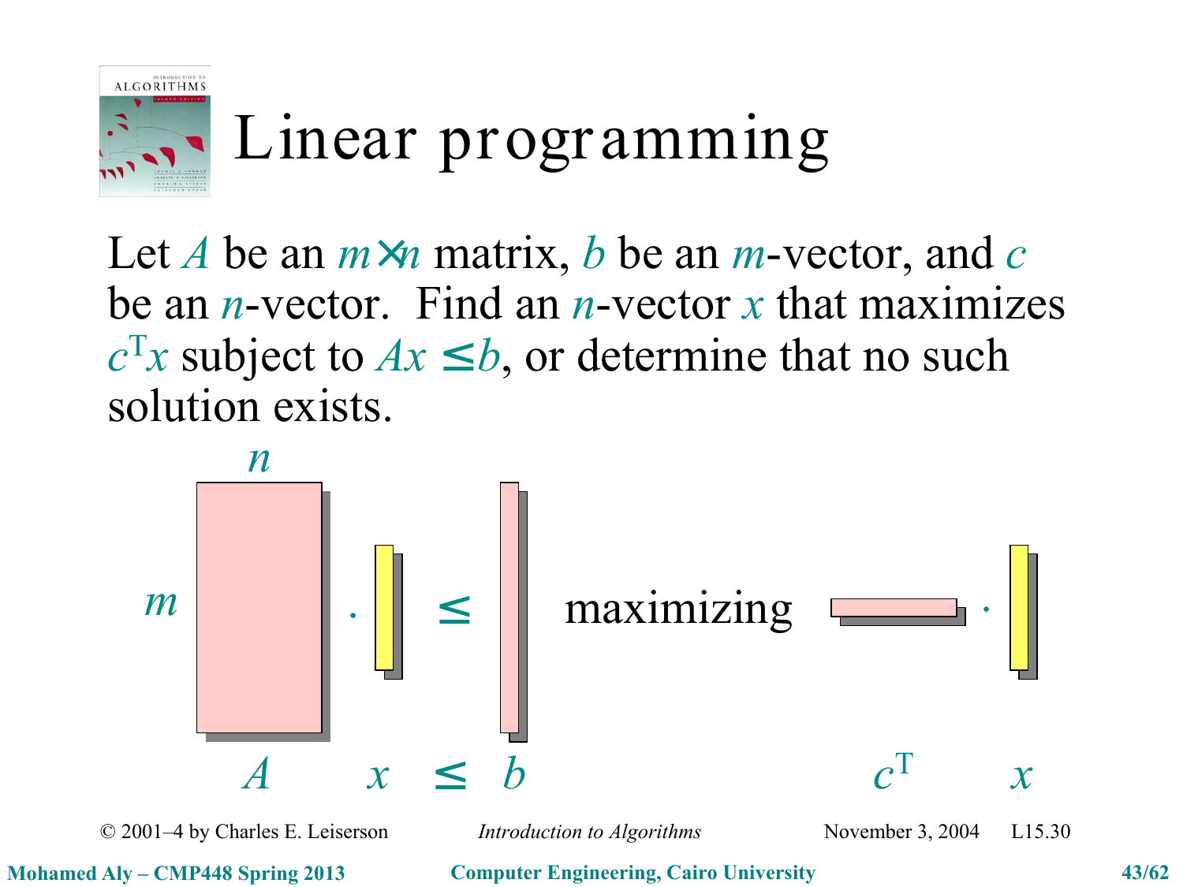# Linear programming

Let $A$ be an $m \times n$ matrix, $b$ be an $m$-vector, and $c$ be an $n$-vector. Find an $n$-vector $x$ that maximizes $c^T x$ subject to $Ax \le b$, or determine that no such solution exists.

$$A \cdot x \le b \quad \text{maximizing} \quad c^T \cdot x$$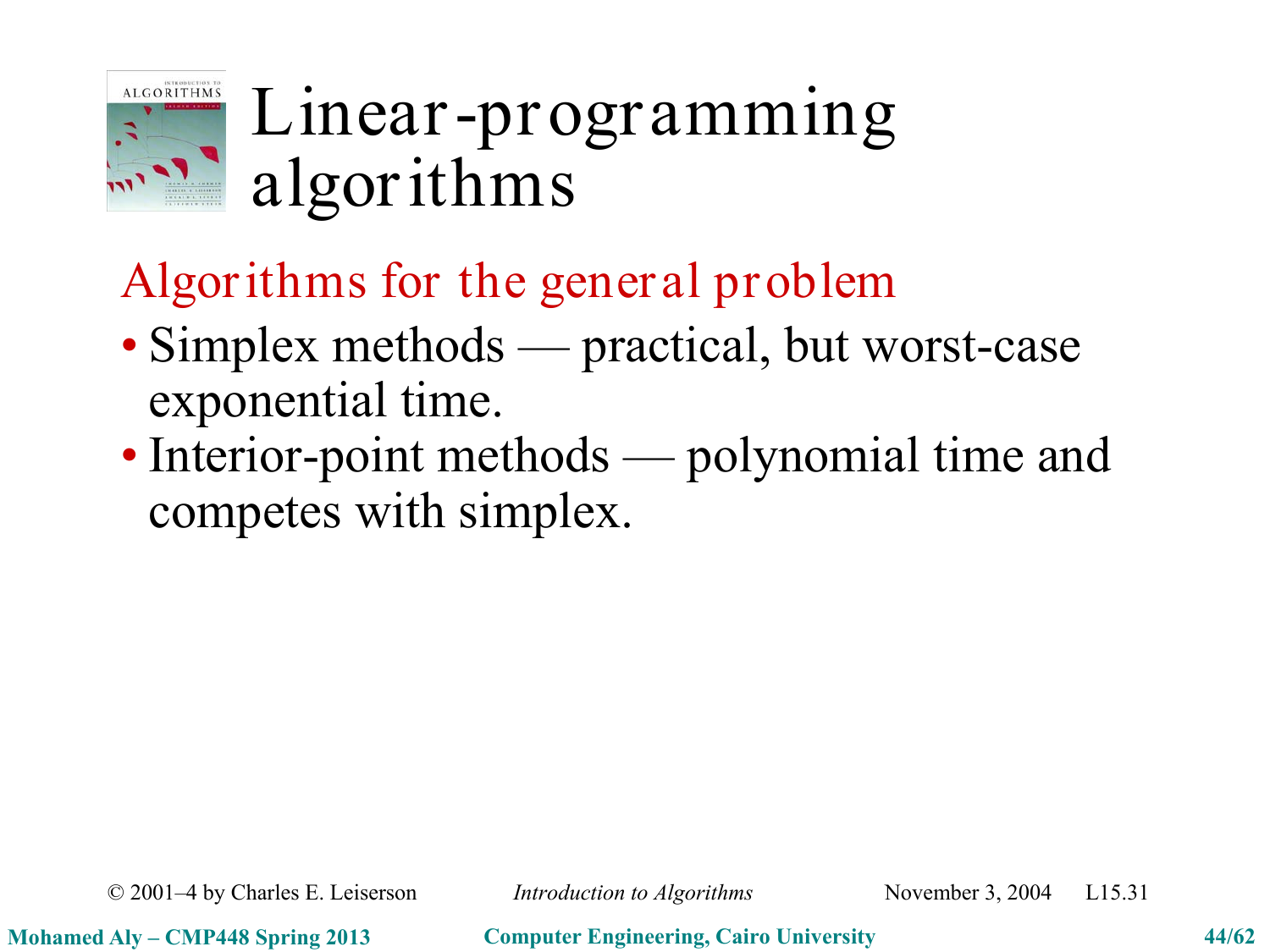# Linear-programming algorithms

## Algorithms for the general problem

- Simplex methods — practical, but worst-case exponential time.
- Interior-point methods — polynomial time and competes with simplex.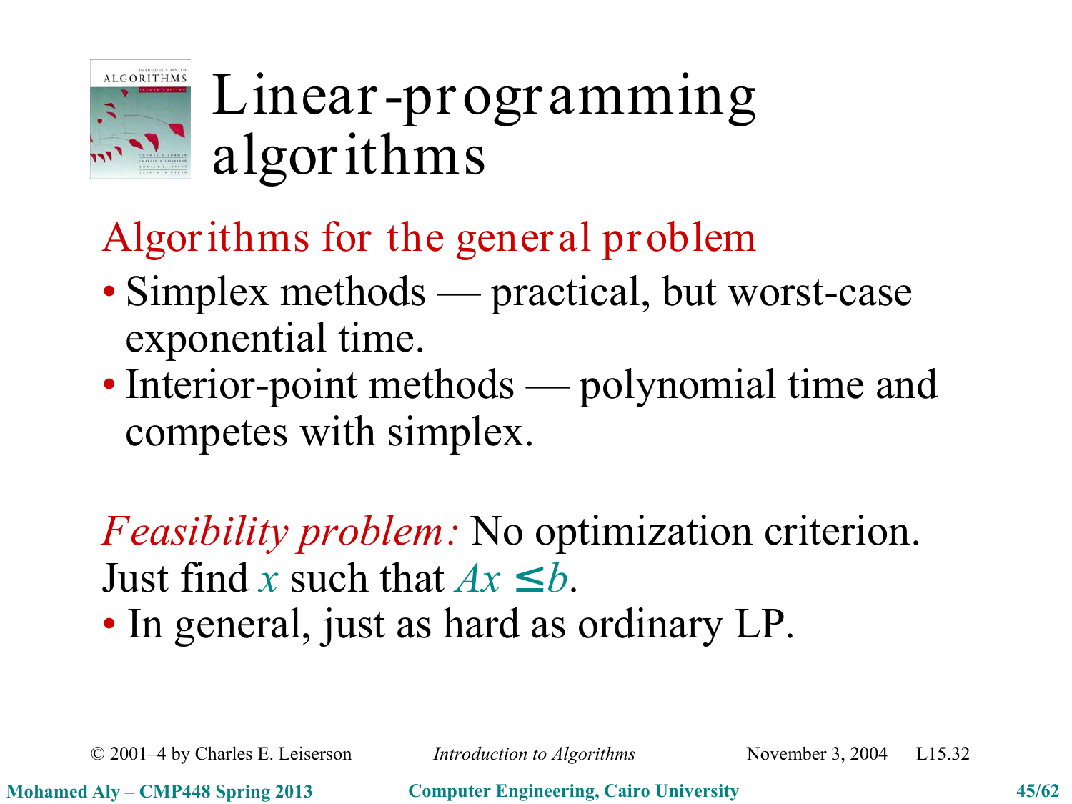# Linear-programming algorithms

## Algorithms for the general problem

- Simplex methods — practical, but worst-case exponential time.
- Interior-point methods — polynomial time and competes with simplex.

*Feasibility problem:* No optimization criterion. Just find $x$ such that $Ax \le b$.

- In general, just as hard as ordinary LP.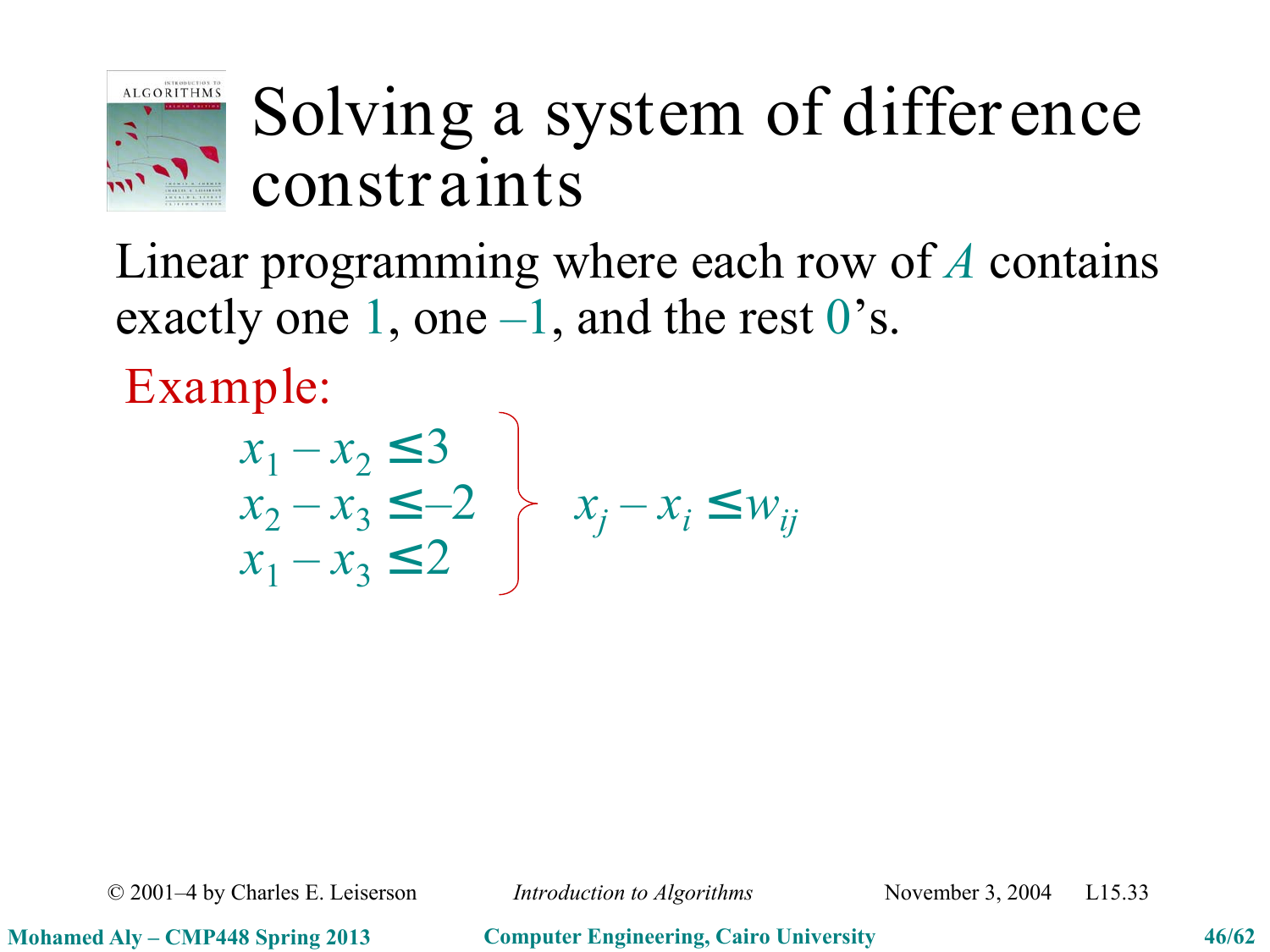# Solving a system of difference constraints

Linear programming where each row of $A$ contains exactly one 1, one –1, and the rest 0's.

Example:

$$
\left.
\begin{aligned}
x_1 - x_2 &\leq 3 \\
x_2 - x_3 &\leq -2 \\
x_1 - x_3 &\leq 2
\end{aligned}
\right\}
\quad x_j - x_i \leq w_{ij}
$$

© 2001–4 by Charles E. Leiserson *Introduction to Algorithms* November 3, 2004 L15.33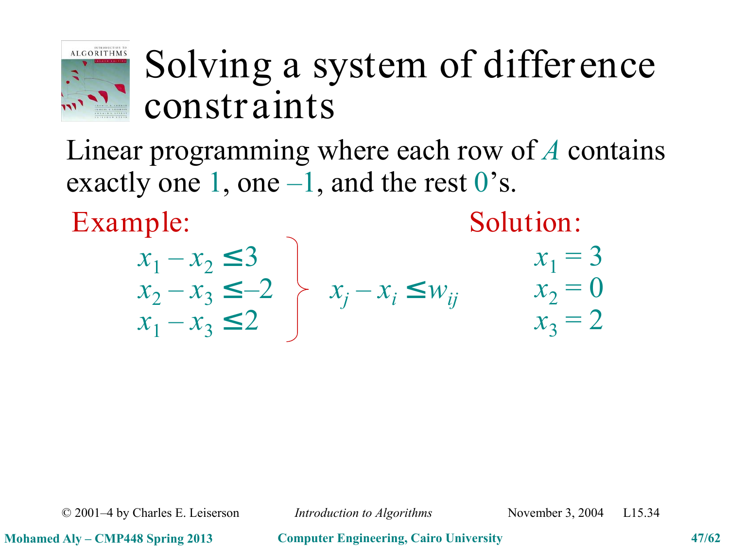# Solving a system of difference constraints

Linear programming where each row of $A$ contains exactly one 1, one –1, and the rest 0's.

**Example:**

$$
\left.
\begin{aligned}
x_1 - x_2 &\le 3 \\
x_2 - x_3 &\le -2 \\
x_1 - x_3 &\le 2
\end{aligned}
\right\} \quad x_j - x_i \le w_{ij}
$$

**Solution:**

$$
\begin{aligned}
x_1 &= 3 \\
x_2 &= 0 \\
x_3 &= 2
\end{aligned}
$$

© 2001–4 by Charles E. Leiserson — *Introduction to Algorithms* — November 3, 2004 — L15.34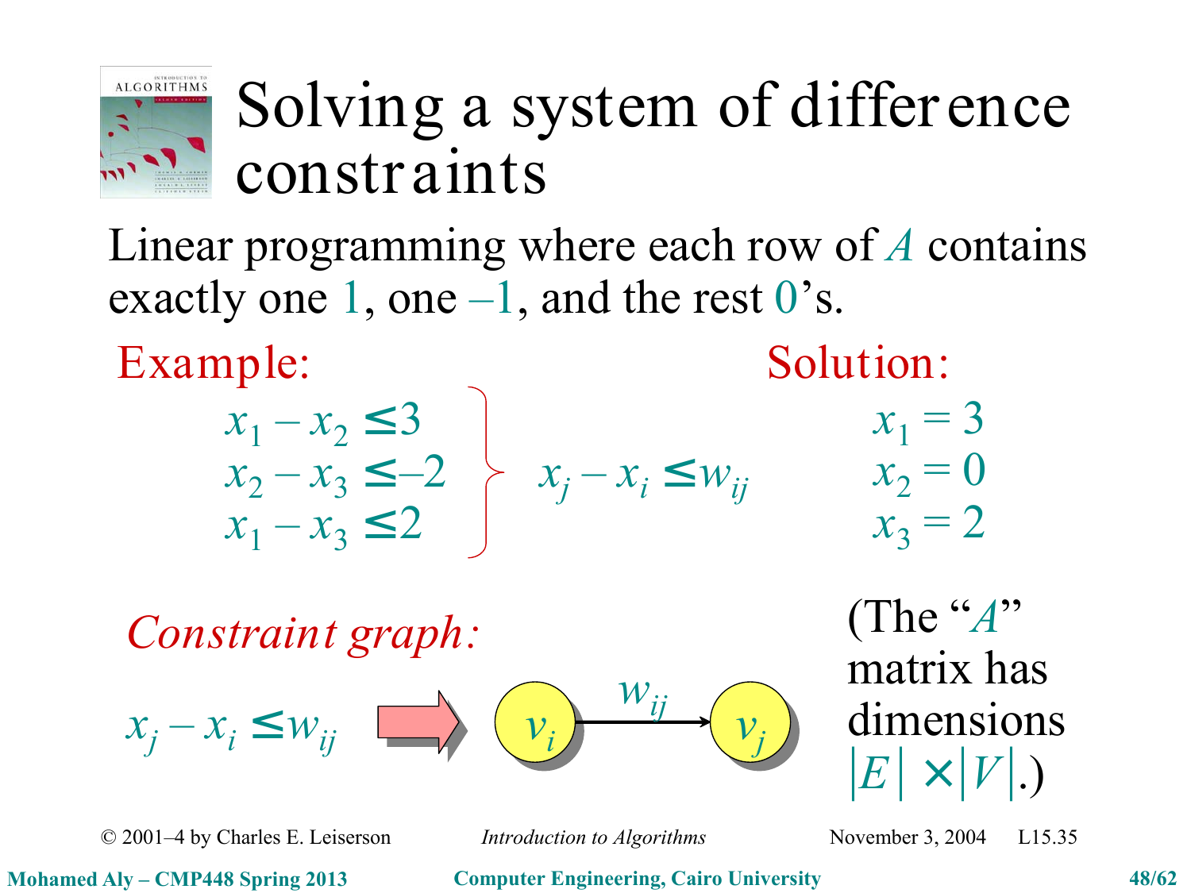# Solving a system of difference constraints

Linear programming where each row of $A$ contains exactly one 1, one –1, and the rest 0's.

**Example:**

$$x_1 - x_2 \le 3$$
$$x_2 - x_3 \le -2$$
$$x_1 - x_3 \le 2$$

$$x_j - x_i \le w_{ij}$$

**Solution:**

$$x_1 = 3$$
$$x_2 = 0$$
$$x_3 = 2$$

*Constraint graph:*

$x_j - x_i \le w_{ij}$ ⇒ $v_i \xrightarrow{w_{ij}} v_j$

(The "$A$" matrix has dimensions $|E| \times |V|$.)

© 2001–4 by Charles E. Leiserson — *Introduction to Algorithms* — November 3, 2004 — L15.35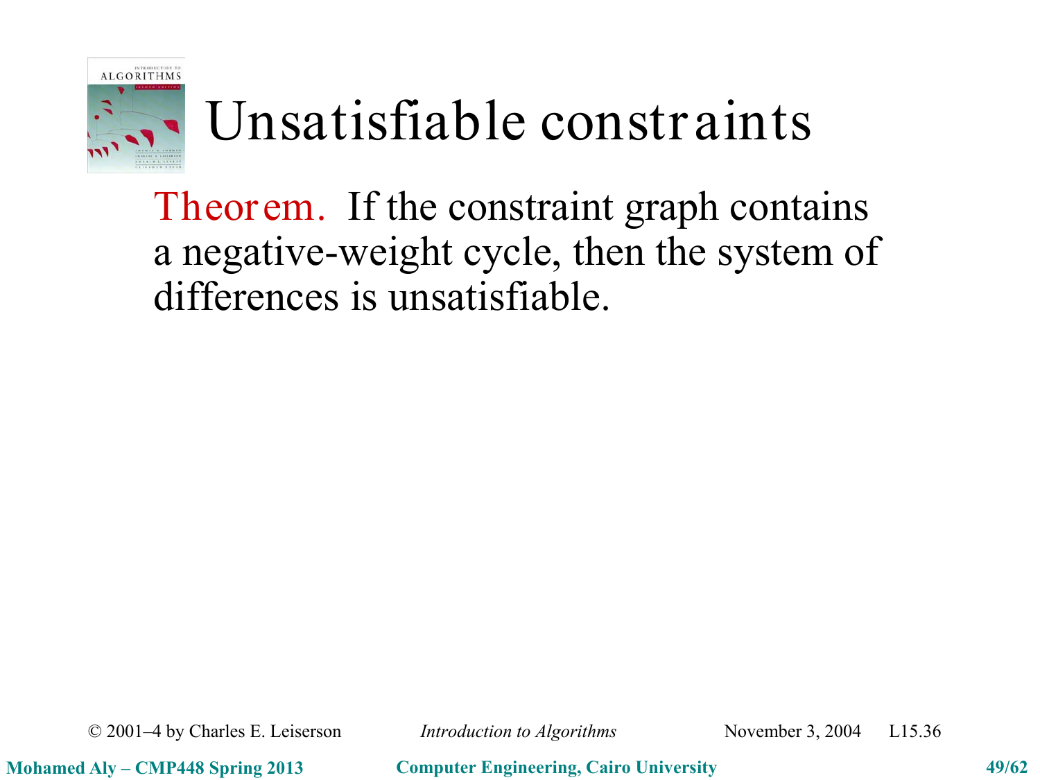# Unsatisfiable constraints

**Theorem.** If the constraint graph contains a negative-weight cycle, then the system of differences is unsatisfiable.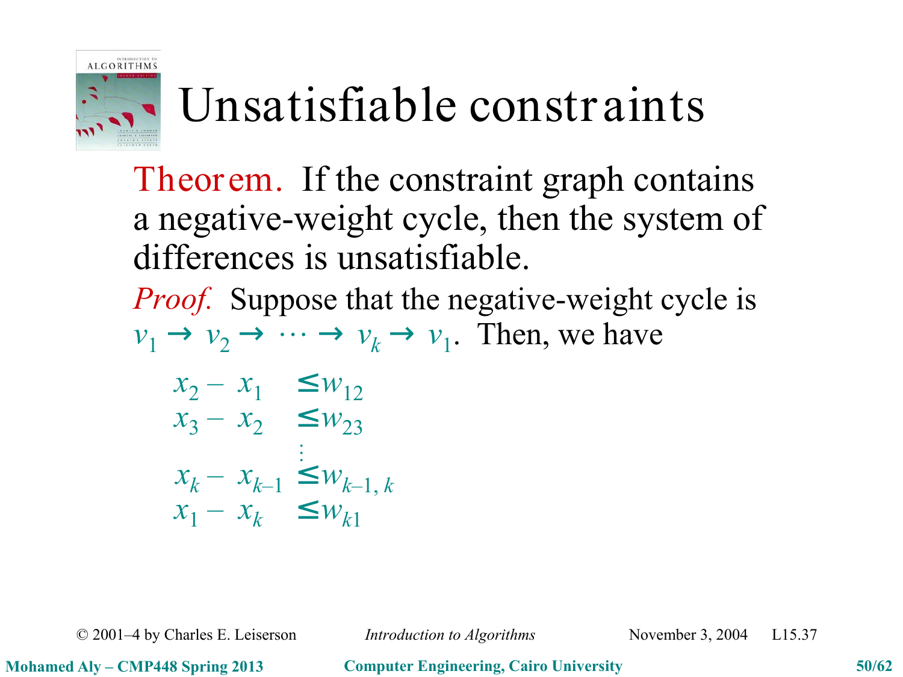# Unsatisfiable constraints

**Theorem.** If the constraint graph contains a negative-weight cycle, then the system of differences is unsatisfiable.

*Proof.* Suppose that the negative-weight cycle is $v_1 \rightarrow v_2 \rightarrow \cdots \rightarrow v_k \rightarrow v_1$. Then, we have

$$
\begin{aligned}
x_2 - x_1 &\leq w_{12} \\
x_3 - x_2 &\leq w_{23} \\
&\vdots \\
x_k - x_{k-1} &\leq w_{k-1,k} \\
x_1 - x_k &\leq w_{k1}
\end{aligned}
$$

© 2001–4 by Charles E. Leiserson — *Introduction to Algorithms* — November 3, 2004 — L15.37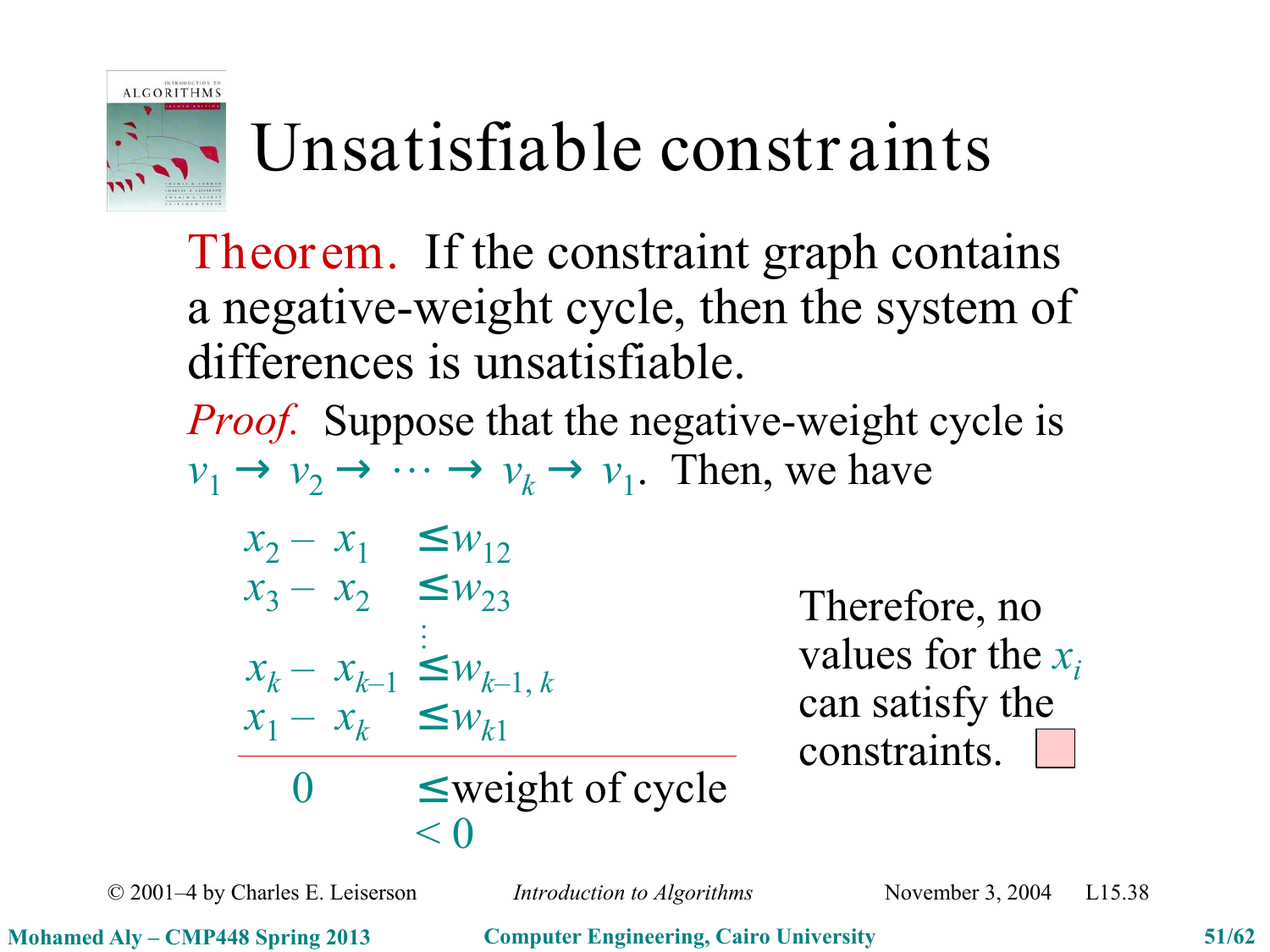# Unsatisfiable constraints

**Theorem.** If the constraint graph contains a negative-weight cycle, then the system of differences is unsatisfiable.

*Proof.* Suppose that the negative-weight cycle is $v_1 \to v_2 \to \cdots \to v_k \to v_1$. Then, we have

$$
\begin{aligned}
x_2 - x_1 &\le w_{12} \\
x_3 - x_2 &\le w_{23} \\
&\vdots \\
x_k - x_{k-1} &\le w_{k-1,k} \\
x_1 - x_k &\le w_{k1} \\
\hline
0 &\le \text{weight of cycle} \\
&< 0
\end{aligned}
$$

Therefore, no values for the $x_i$ can satisfy the constraints. ◻

© 2001–4 by Charles E. Leiserson — *Introduction to Algorithms* — November 3, 2004 — L15.38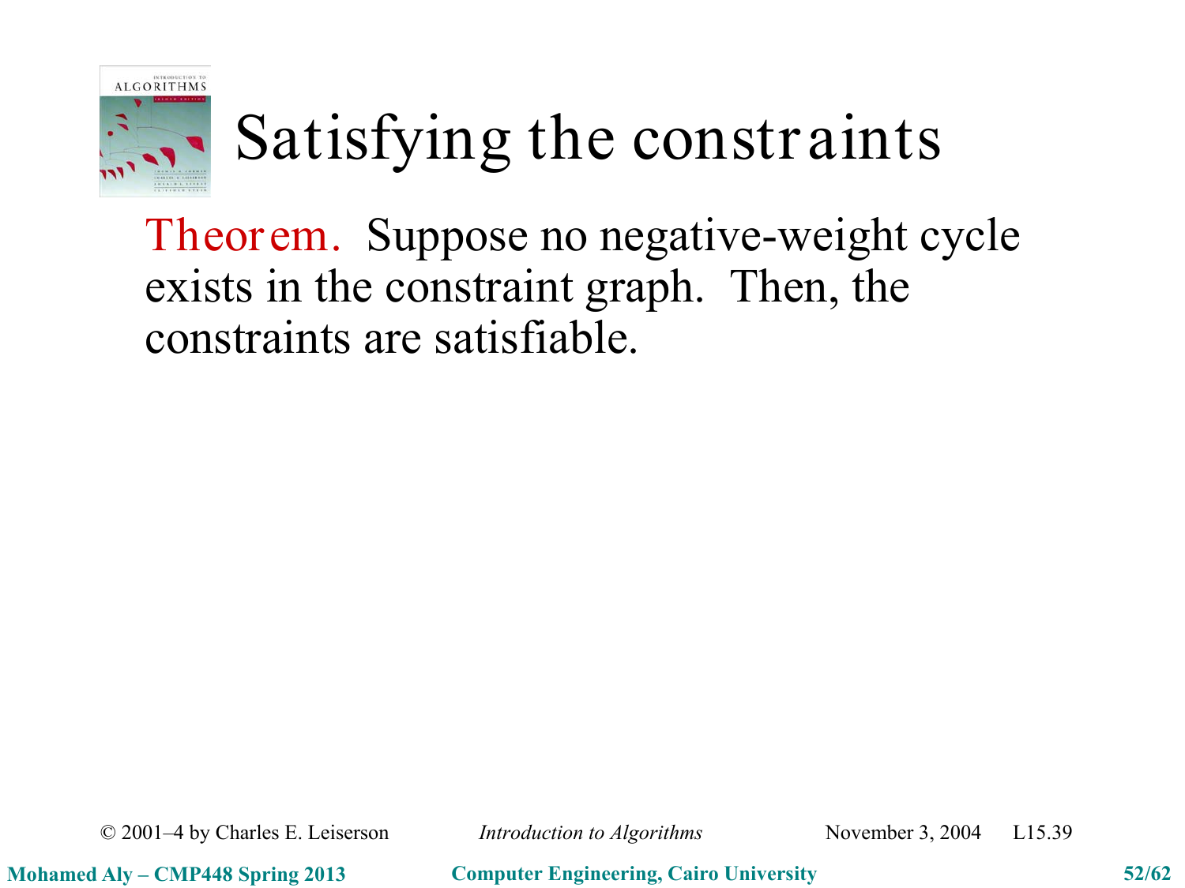# Satisfying the constraints

**Theorem.** Suppose no negative-weight cycle exists in the constraint graph. Then, the constraints are satisfiable.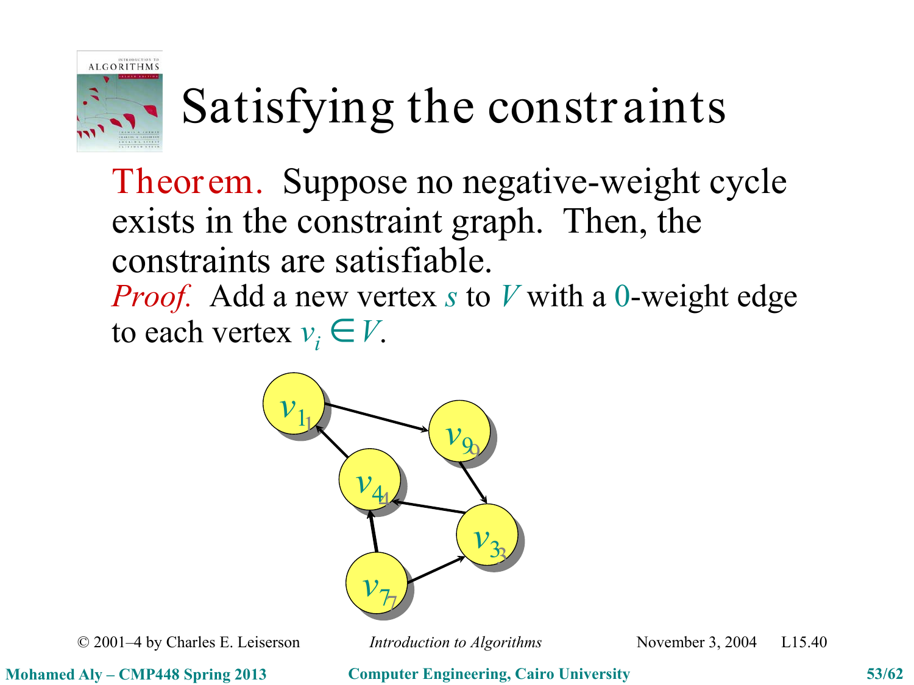# Satisfying the constraints

**Theorem.** Suppose no negative-weight cycle exists in the constraint graph. Then, the constraints are satisfiable.

*Proof.* Add a new vertex $s$ to $V$ with a $0$-weight edge to each vertex $v_i \in V$.

$v_1$ $v_9$ $v_4$ $v_3$ $v_7$

© 2001–4 by Charles E. Leiserson *Introduction to Algorithms* November 3, 2004 L15.40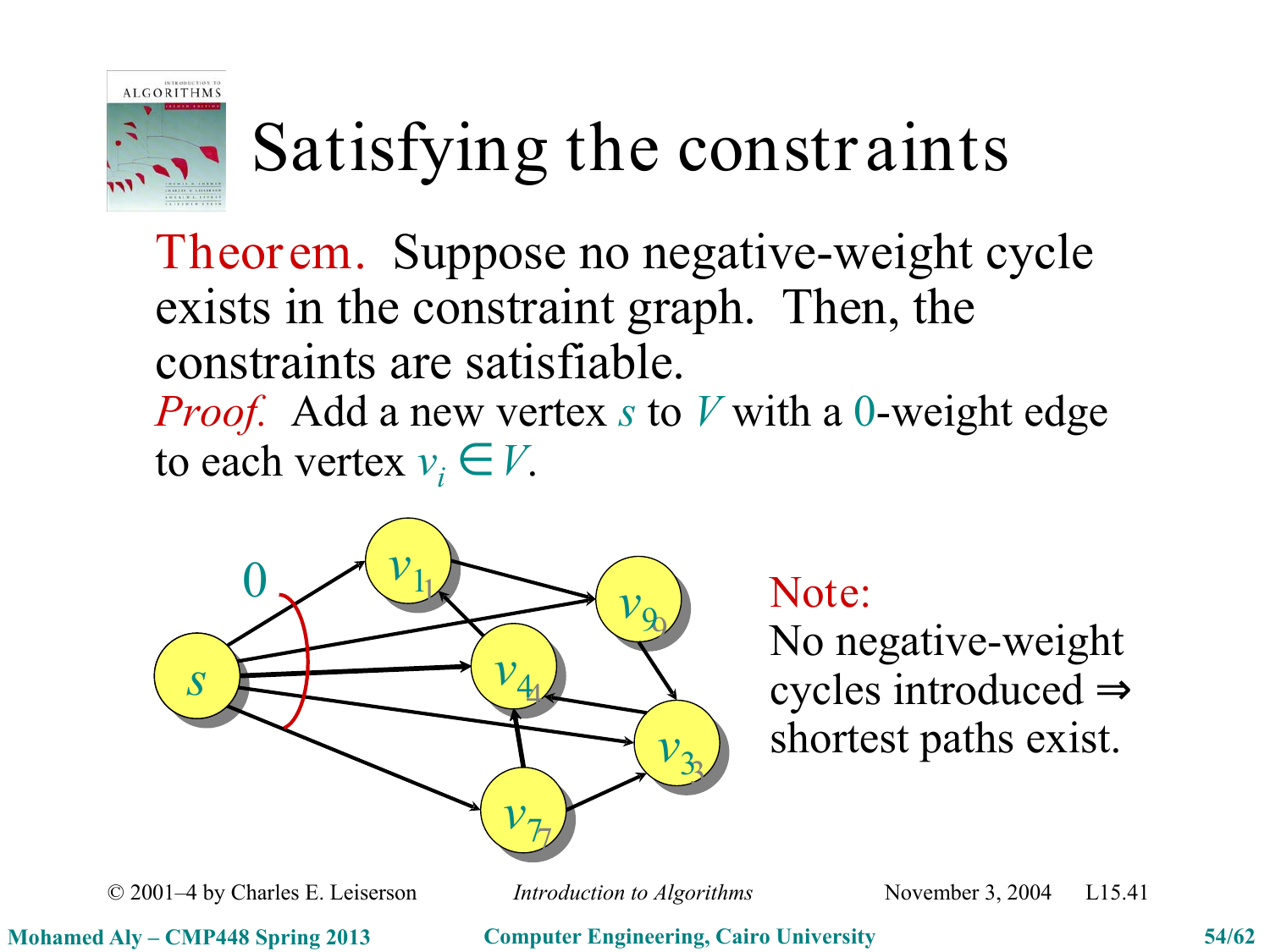# Satisfying the constraints

**Theorem.** Suppose no negative-weight cycle exists in the constraint graph. Then, the constraints are satisfiable.

*Proof.* Add a new vertex $s$ to $V$ with a $0$-weight edge to each vertex $v_i \in V$.

**Note:**
No negative-weight cycles introduced ⇒ shortest paths exist.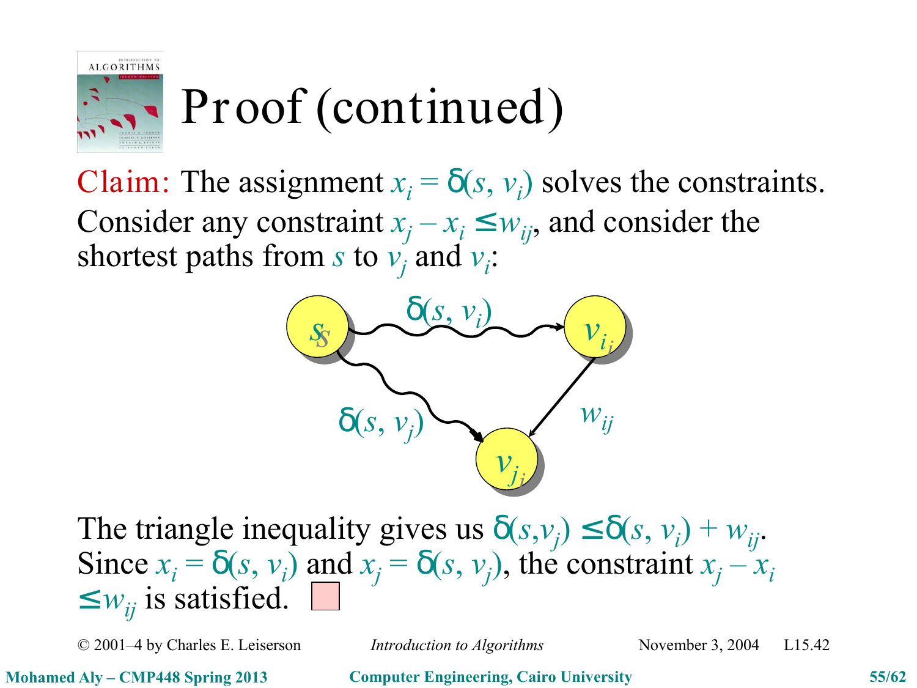# Proof (continued)

Claim: The assignment $x_i = \delta(s, v_i)$ solves the constraints.

Consider any constraint $x_j - x_i \le w_{ij}$, and consider the shortest paths from $s$ to $v_j$ and $v_i$:

The triangle inequality gives us $\delta(s, v_j) \le \delta(s, v_i) + w_{ij}$. Since $x_i = \delta(s, v_i)$ and $x_j = \delta(s, v_j)$, the constraint $x_j - x_i \le w_{ij}$ is satisfied. □

© 2001–4 by Charles E. Leiserson *Introduction to Algorithms* November 3, 2004 L15.42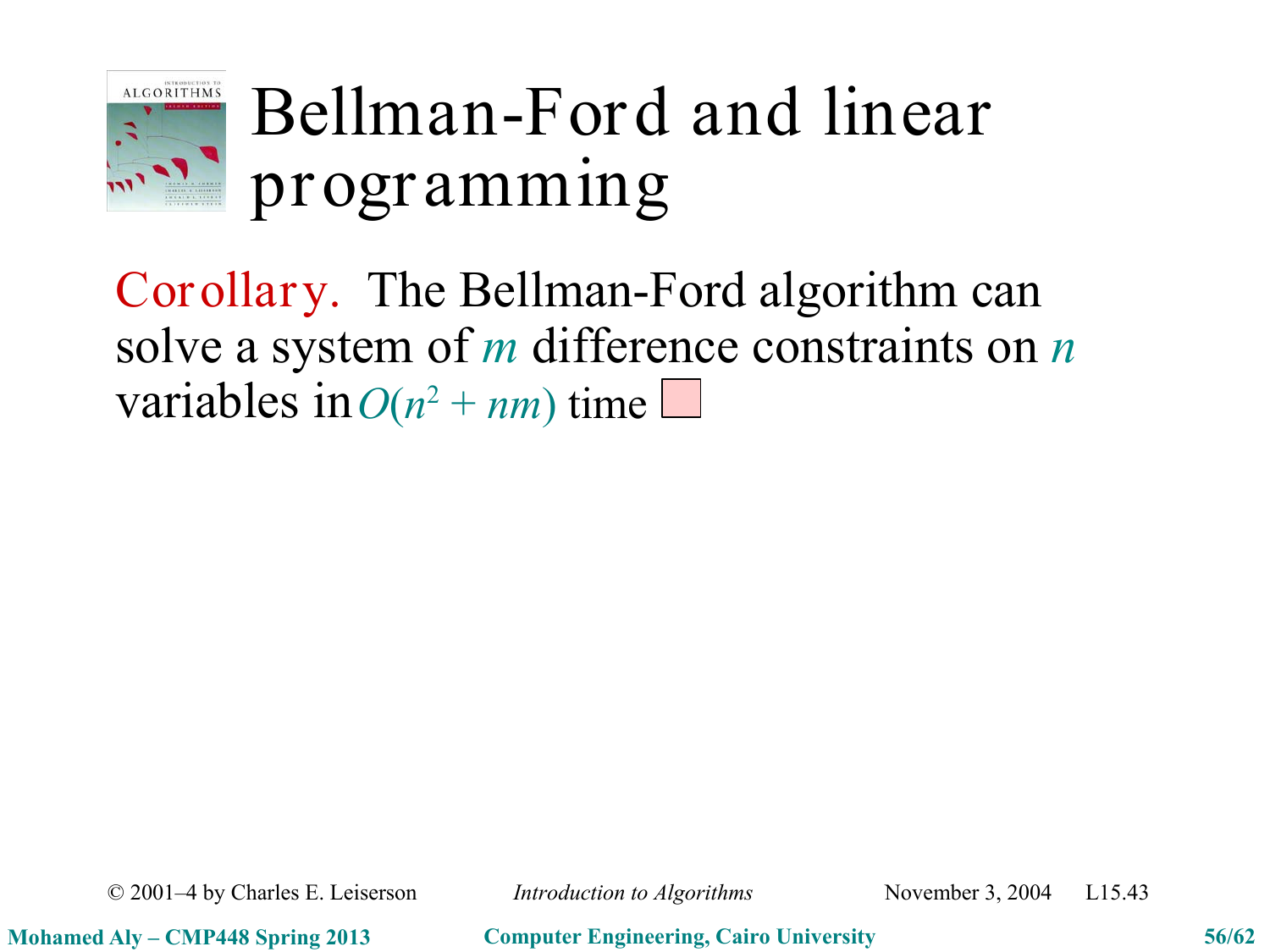# Bellman-Ford and linear programming

**Corollary.** The Bellman-Ford algorithm can solve a system of $m$ difference constraints on $n$ variables in $O(n^2 + nm)$ time □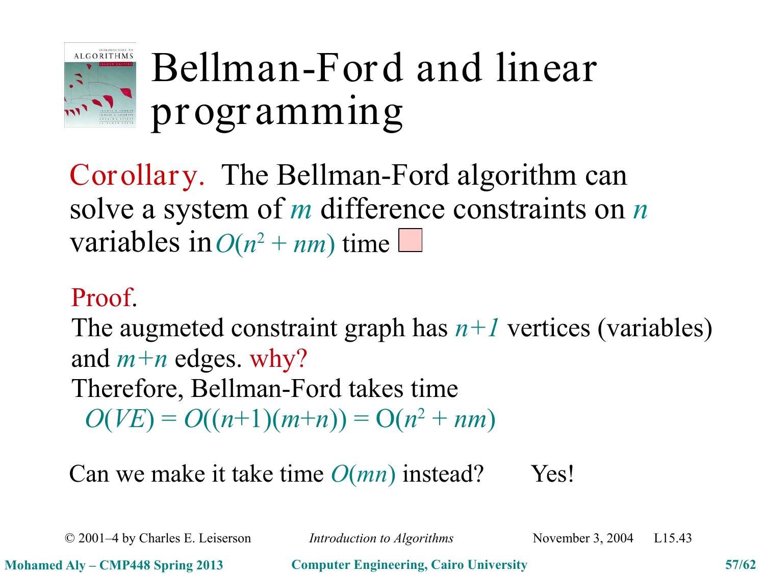# Bellman-Ford and linear programming

**Corollary.** The Bellman-Ford algorithm can solve a system of $m$ difference constraints on $n$ variables in $O(n^2 + nm)$ time □

**Proof.**
The augmeted constraint graph has $n+1$ vertices (variables) and $m+n$ edges. why?
Therefore, Bellman-Ford takes time
$O(VE) = O((n+1)(m+n)) = O(n^2 + nm)$

Can we make it take time $O(mn)$ instead? Yes!

© 2001–4 by Charles E. Leiserson *Introduction to Algorithms* November 3, 2004 L15.43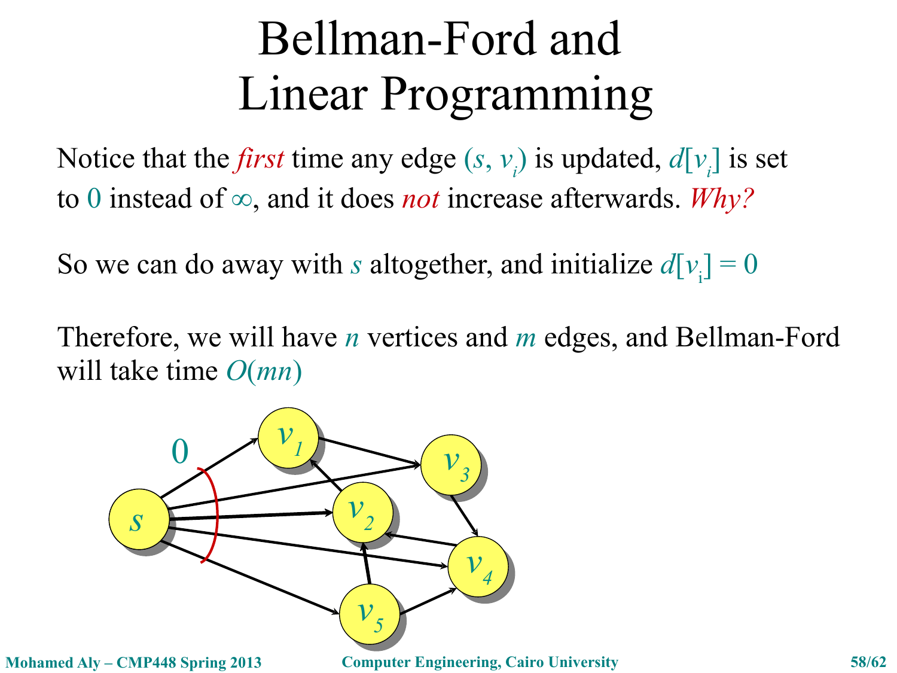# Bellman-Ford and Linear Programming

Notice that the *first* time any edge $(s, v_i)$ is updated, $d[v_i]$ is set to $0$ instead of $\infty$, and it does *not* increase afterwards. *Why?*

So we can do away with $s$ altogether, and initialize $d[v_i] = 0$

Therefore, we will have $n$ vertices and $m$ edges, and Bellman-Ford will take time $O(mn)$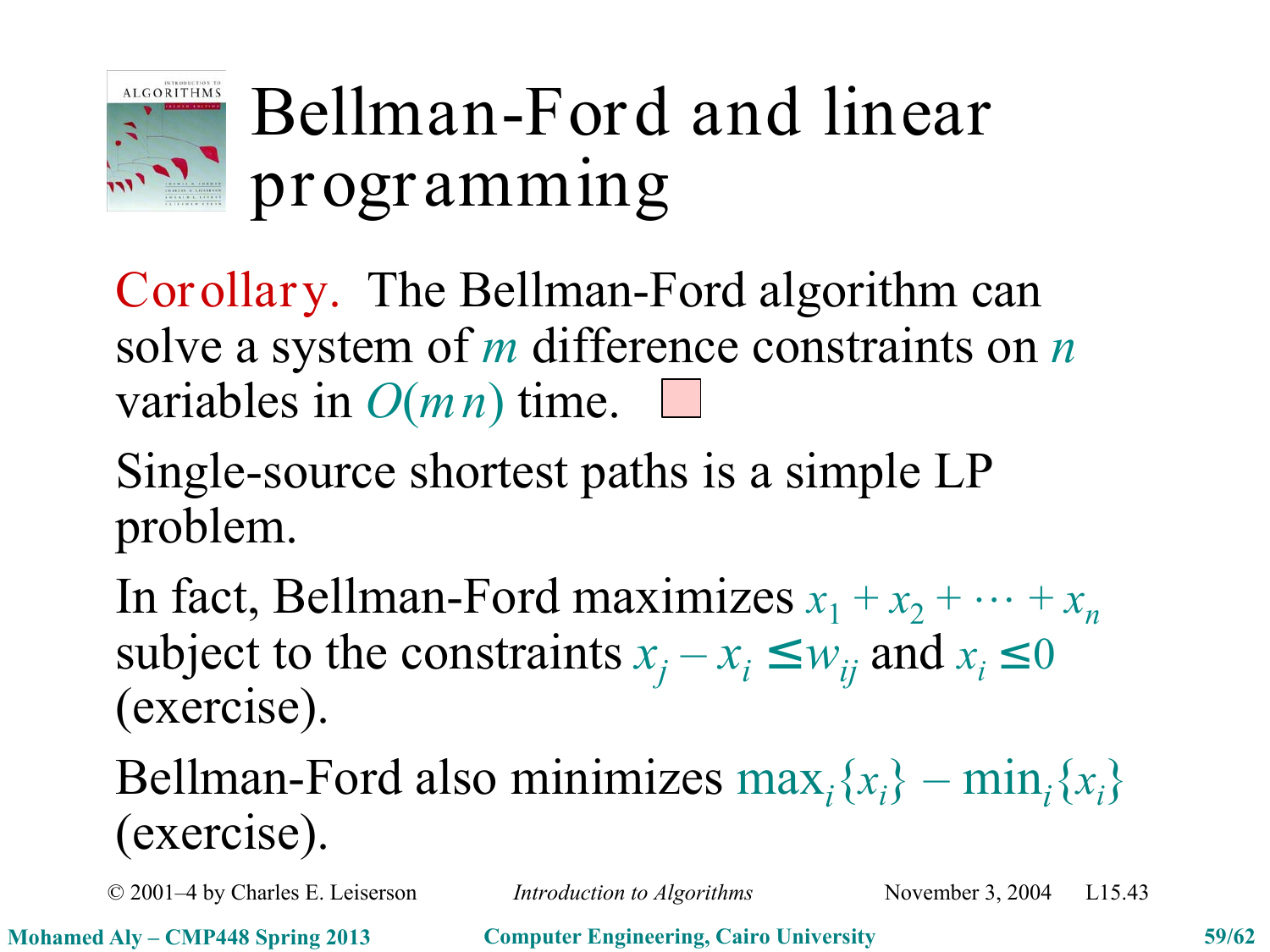# Bellman-Ford and linear programming

**Corollary.** The Bellman-Ford algorithm can solve a system of $m$ difference constraints on $n$ variables in $O(mn)$ time. □

Single-source shortest paths is a simple LP problem.

In fact, Bellman-Ford maximizes $x_1 + x_2 + \cdots + x_n$ subject to the constraints $x_j - x_i \leq w_{ij}$ and $x_i \leq 0$ (exercise).

Bellman-Ford also minimizes $\max_i\{x_i\} - \min_i\{x_i\}$ (exercise).

© 2001–4 by Charles E. Leiserson *Introduction to Algorithms* November 3, 2004 L15.43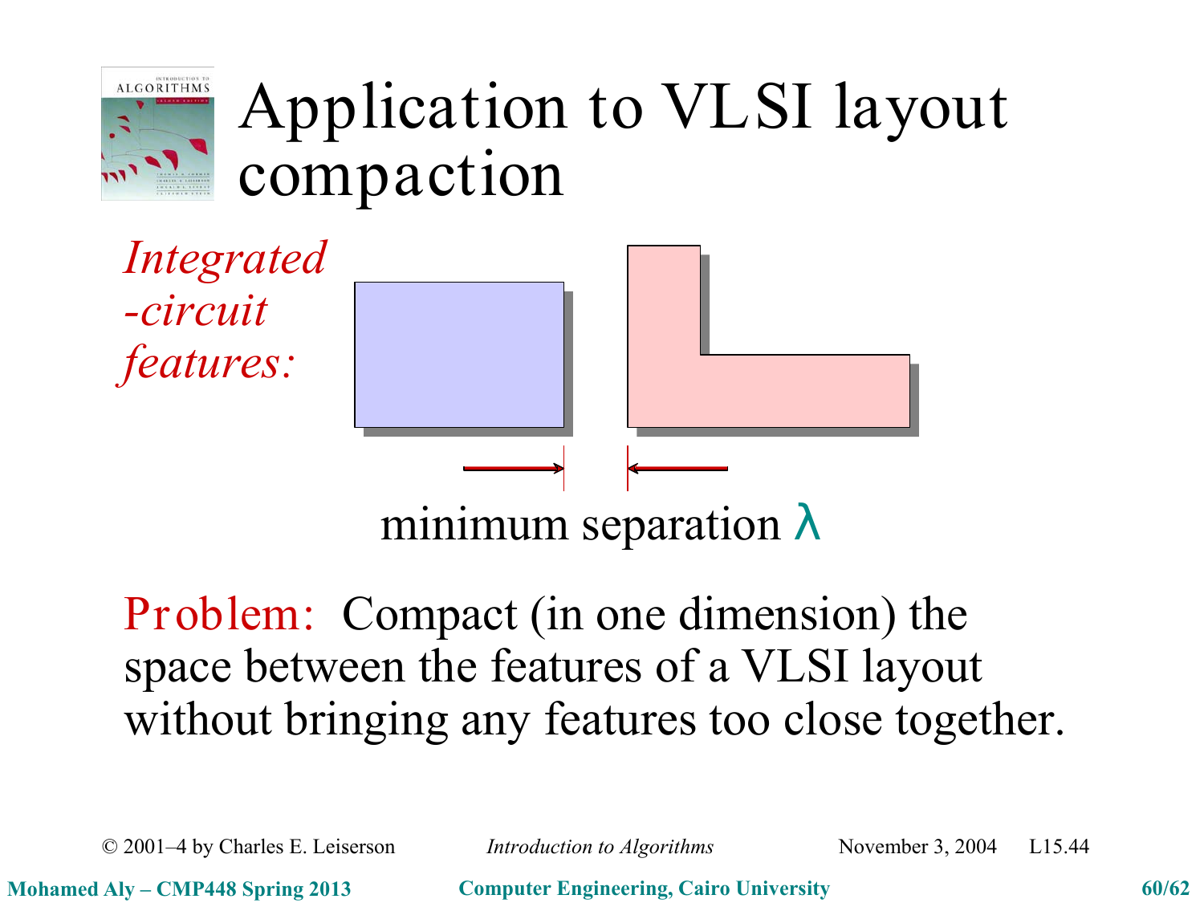# Application to VLSI layout compaction

*Integrated -circuit features:*

minimum separation $\lambda$

Problem: Compact (in one dimension) the space between the features of a VLSI layout without bringing any features too close together.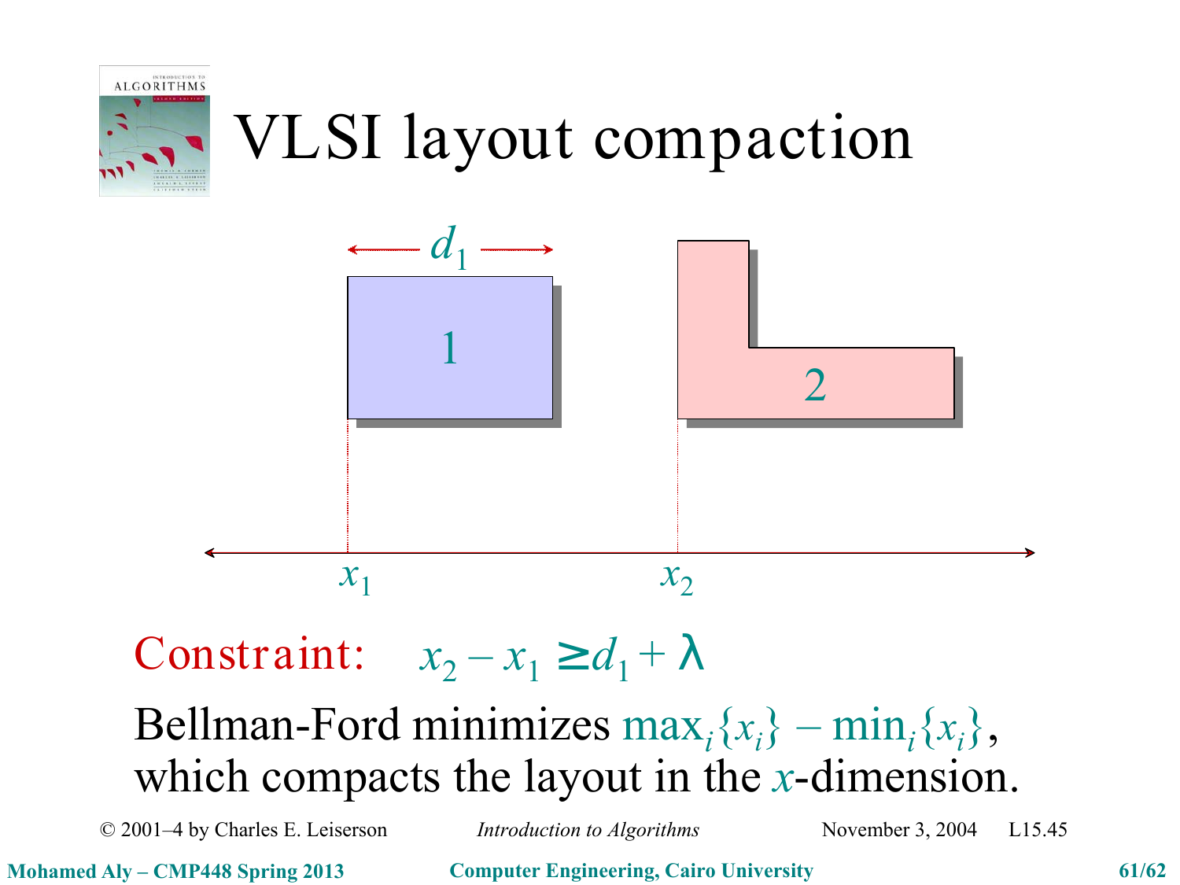# VLSI layout compaction

Constraint: $x_2 - x_1 \geq d_1 + \lambda$

Bellman-Ford minimizes $\max_i\{x_i\} - \min_i\{x_i\}$, which compacts the layout in the $x$-dimension.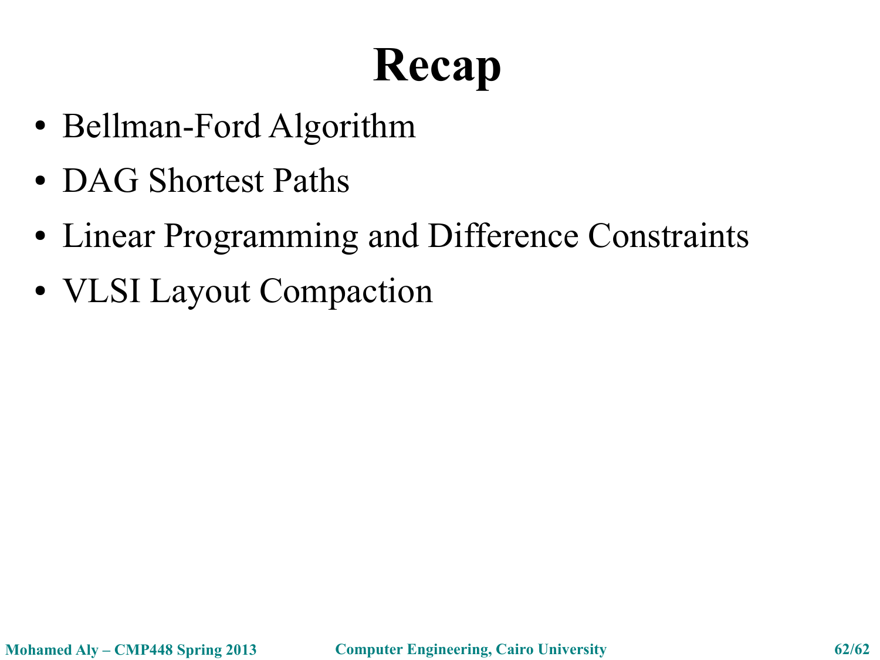# Recap

- Bellman-Ford Algorithm
- DAG Shortest Paths
- Linear Programming and Difference Constraints
- VLSI Layout Compaction